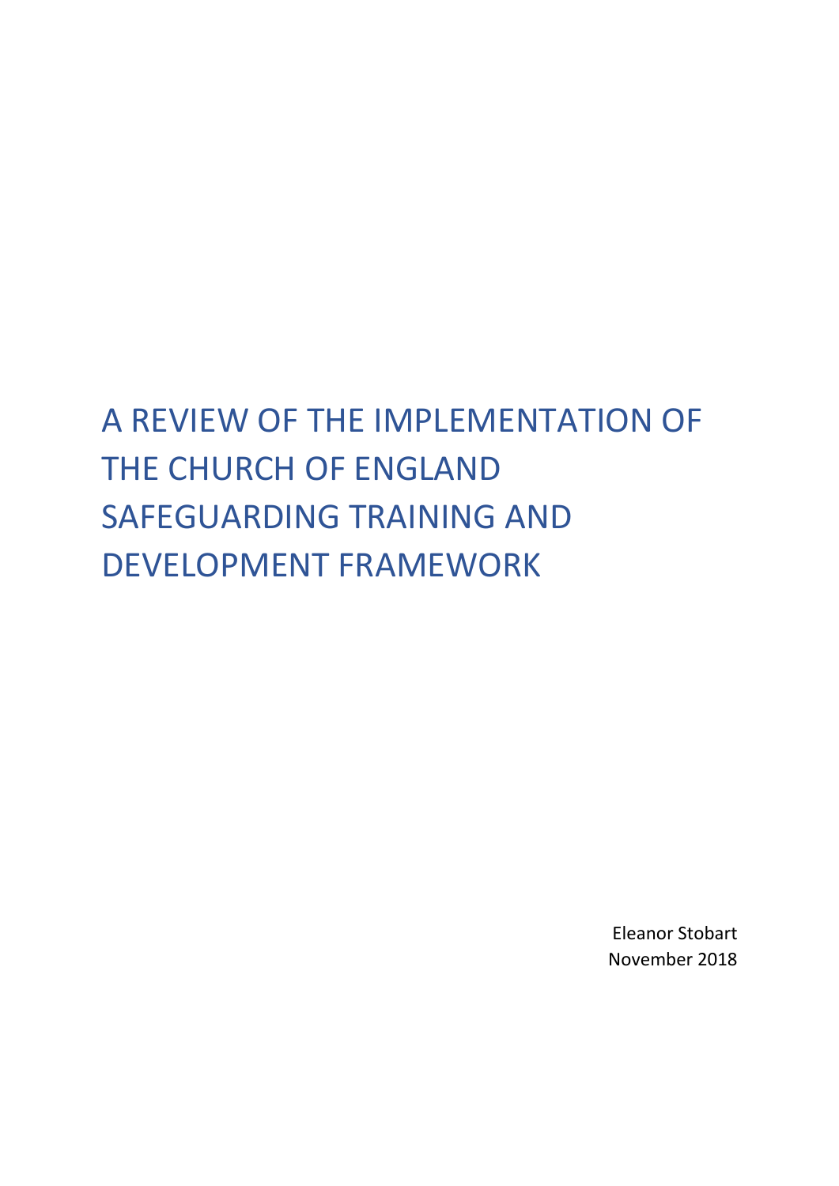# A REVIEW OF THE IMPLEMENTATION OF THE CHURCH OF ENGLAND SAFEGUARDING TRAINING AND DEVELOPMENT FRAMEWORK

Eleanor Stobart
November 2018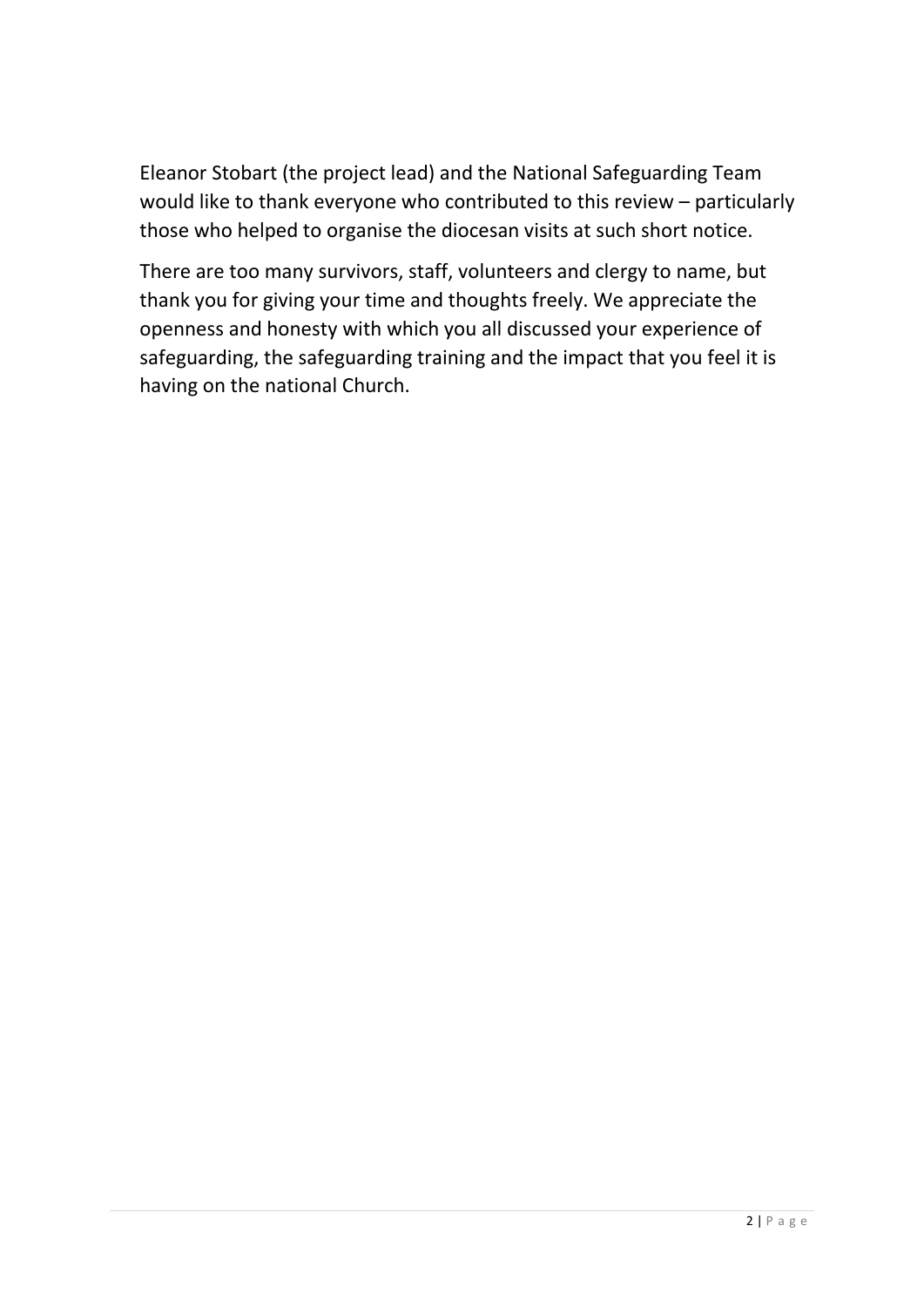Eleanor Stobart (the project lead) and the National Safeguarding Team would like to thank everyone who contributed to this review – particularly those who helped to organise the diocesan visits at such short notice.

There are too many survivors, staff, volunteers and clergy to name, but thank you for giving your time and thoughts freely. We appreciate the openness and honesty with which you all discussed your experience of safeguarding, the safeguarding training and the impact that you feel it is having on the national Church.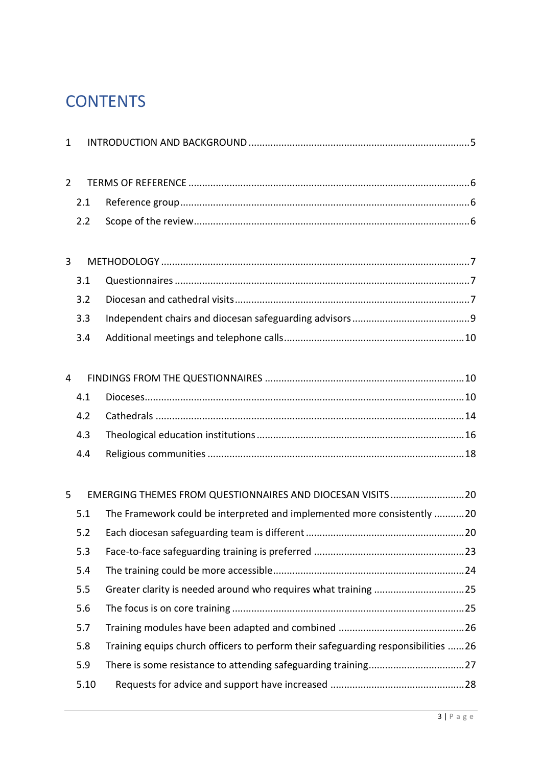# CONTENTS

1 INTRODUCTION AND BACKGROUND ........................................................................ 5

2 TERMS OF REFERENCE ........................................................................................ 6

2.1 Reference group ................................................................................................ 6

2.2 Scope of the review ........................................................................................... 6

3 METHODOLOGY ................................................................................................. 7

3.1 Questionnaires ................................................................................................... 7

3.2 Diocesan and cathedral visits ............................................................................. 7

3.3 Independent chairs and diocesan safeguarding advisors ..................................... 9

3.4 Additional meetings and telephone calls ........................................................... 10

4 FINDINGS FROM THE QUESTIONNAIRES ........................................................... 10

4.1 Dioceses ............................................................................................................ 10

4.2 Cathedrals ......................................................................................................... 14

4.3 Theological education institutions .................................................................... 16

4.4 Religious communities ...................................................................................... 18

5 EMERGING THEMES FROM QUESTIONNAIRES AND DIOCESAN VISITS .............. 20

5.1 The Framework could be interpreted and implemented more consistently ........ 20

5.2 Each diocesan safeguarding team is different .................................................... 20

5.3 Face-to-face safeguarding training is preferred .................................................. 23

5.4 The training could be more accessible ............................................................... 24

5.5 Greater clarity is needed around who requires what training ............................ 25

5.6 The focus is on core training .............................................................................. 25

5.7 Training modules have been adapted and combined ......................................... 26

5.8 Training equips church officers to perform their safeguarding responsibilities ...... 26

5.9 There is some resistance to attending safeguarding training ............................... 27

5.10 Requests for advice and support have increased ............................................... 28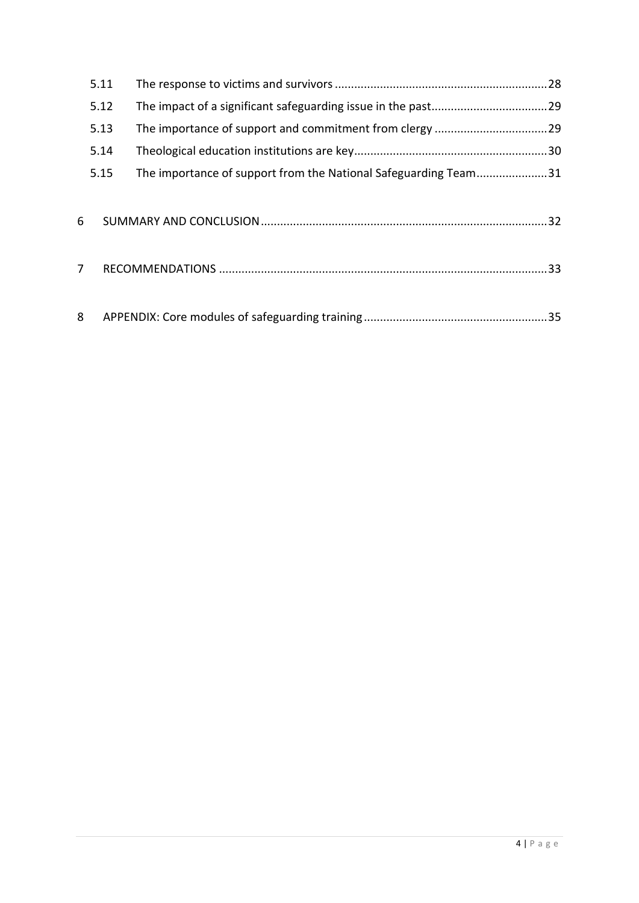5.11 The response to victims and survivors ........ 28

5.12 The impact of a significant safeguarding issue in the past ........ 29

5.13 The importance of support and commitment from clergy ........ 29

5.14 Theological education institutions are key ........ 30

5.15 The importance of support from the National Safeguarding Team ........ 31

6 SUMMARY AND CONCLUSION ........ 32

7 RECOMMENDATIONS ........ 33

8 APPENDIX: Core modules of safeguarding training ........ 35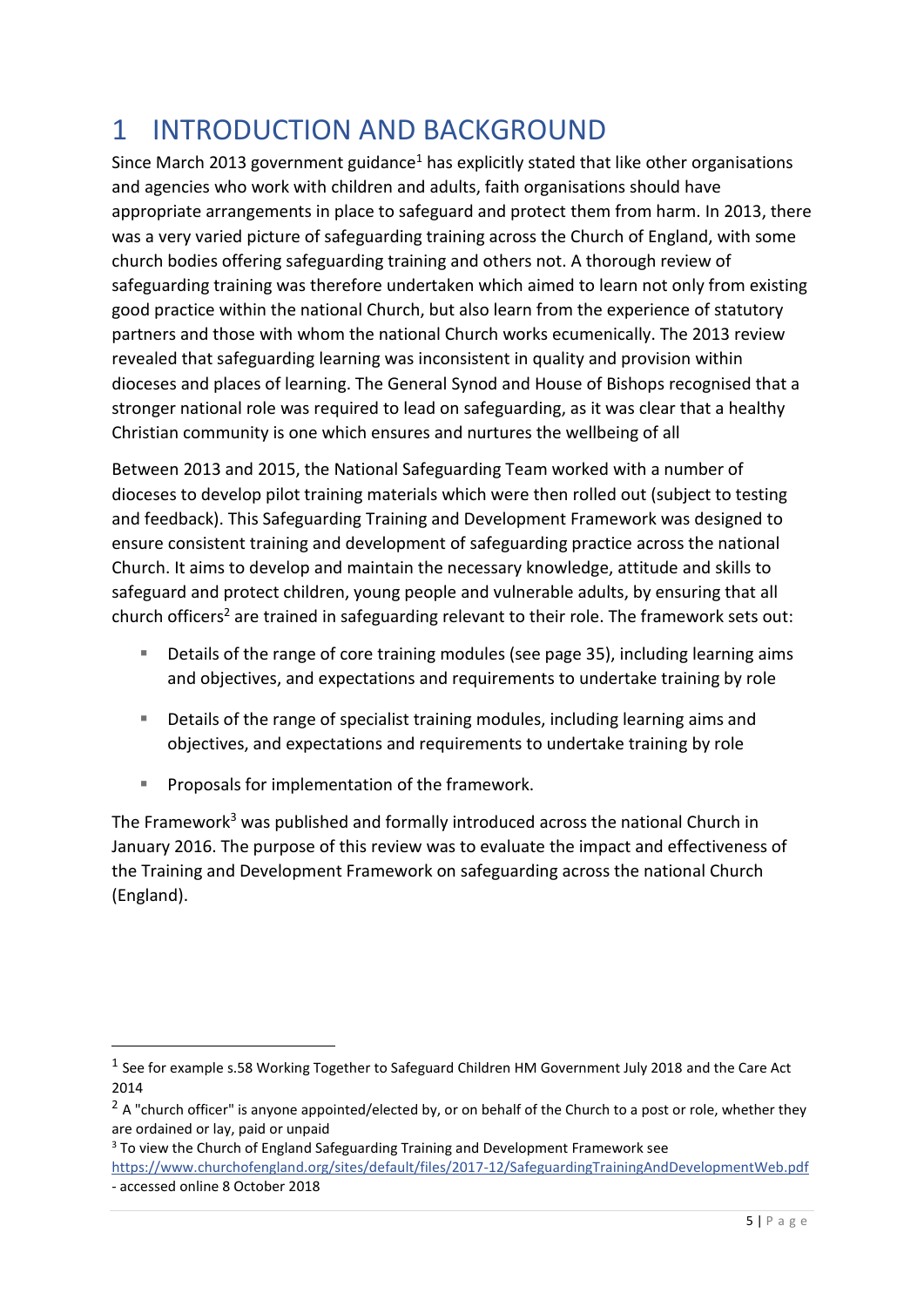# 1 INTRODUCTION AND BACKGROUND

Since March 2013 government guidance[1] has explicitly stated that like other organisations and agencies who work with children and adults, faith organisations should have appropriate arrangements in place to safeguard and protect them from harm. In 2013, there was a very varied picture of safeguarding training across the Church of England, with some church bodies offering safeguarding training and others not. A thorough review of safeguarding training was therefore undertaken which aimed to learn not only from existing good practice within the national Church, but also learn from the experience of statutory partners and those with whom the national Church works ecumenically. The 2013 review revealed that safeguarding learning was inconsistent in quality and provision within dioceses and places of learning. The General Synod and House of Bishops recognised that a stronger national role was required to lead on safeguarding, as it was clear that a healthy Christian community is one which ensures and nurtures the wellbeing of all

Between 2013 and 2015, the National Safeguarding Team worked with a number of dioceses to develop pilot training materials which were then rolled out (subject to testing and feedback). This Safeguarding Training and Development Framework was designed to ensure consistent training and development of safeguarding practice across the national Church. It aims to develop and maintain the necessary knowledge, attitude and skills to safeguard and protect children, young people and vulnerable adults, by ensuring that all church officers[2] are trained in safeguarding relevant to their role. The framework sets out:

- Details of the range of core training modules (see page 35), including learning aims and objectives, and expectations and requirements to undertake training by role
- Details of the range of specialist training modules, including learning aims and objectives, and expectations and requirements to undertake training by role
- Proposals for implementation of the framework.

The Framework[3] was published and formally introduced across the national Church in January 2016. The purpose of this review was to evaluate the impact and effectiveness of the Training and Development Framework on safeguarding across the national Church (England).

---

[1] See for example s.58 Working Together to Safeguard Children HM Government July 2018 and the Care Act 2014

[2] A "church officer" is anyone appointed/elected by, or on behalf of the Church to a post or role, whether they are ordained or lay, paid or unpaid

[3] To view the Church of England Safeguarding Training and Development Framework see https://www.churchofengland.org/sites/default/files/2017-12/SafeguardingTrainingAndDevelopmentWeb.pdf - accessed online 8 October 2018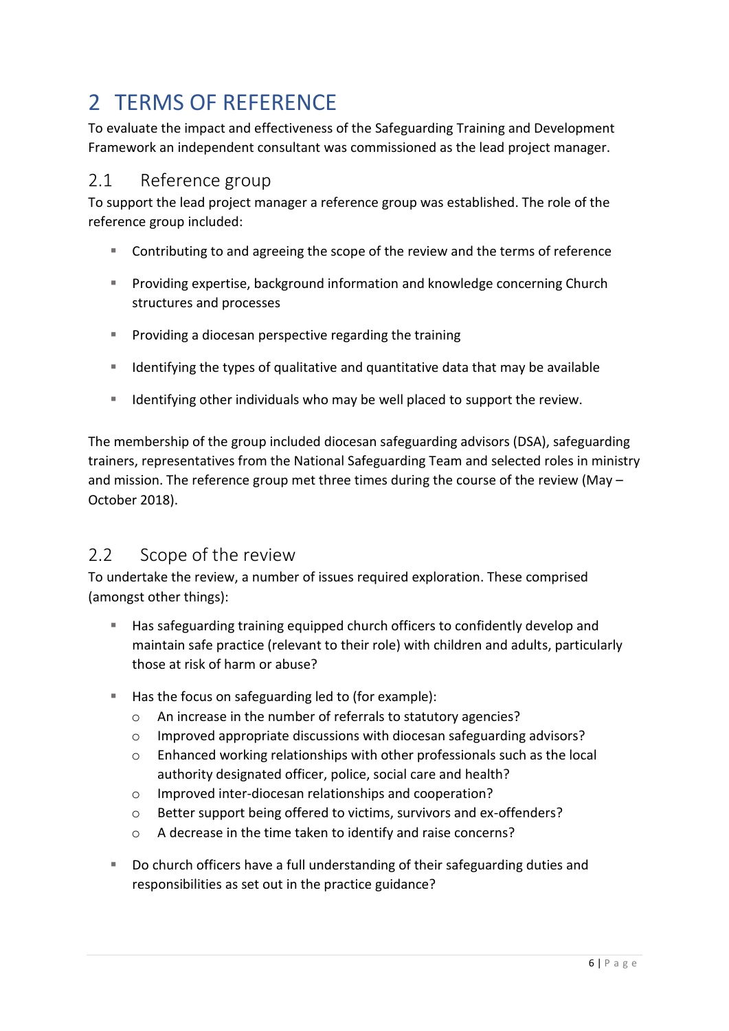# 2 TERMS OF REFERENCE

To evaluate the impact and effectiveness of the Safeguarding Training and Development Framework an independent consultant was commissioned as the lead project manager.

## 2.1 Reference group

To support the lead project manager a reference group was established. The role of the reference group included:

- Contributing to and agreeing the scope of the review and the terms of reference
- Providing expertise, background information and knowledge concerning Church structures and processes
- Providing a diocesan perspective regarding the training
- Identifying the types of qualitative and quantitative data that may be available
- Identifying other individuals who may be well placed to support the review.

The membership of the group included diocesan safeguarding advisors (DSA), safeguarding trainers, representatives from the National Safeguarding Team and selected roles in ministry and mission. The reference group met three times during the course of the review (May – October 2018).

## 2.2 Scope of the review

To undertake the review, a number of issues required exploration. These comprised (amongst other things):

- Has safeguarding training equipped church officers to confidently develop and maintain safe practice (relevant to their role) with children and adults, particularly those at risk of harm or abuse?
- Has the focus on safeguarding led to (for example):
  - An increase in the number of referrals to statutory agencies?
  - Improved appropriate discussions with diocesan safeguarding advisors?
  - Enhanced working relationships with other professionals such as the local authority designated officer, police, social care and health?
  - Improved inter-diocesan relationships and cooperation?
  - Better support being offered to victims, survivors and ex-offenders?
  - A decrease in the time taken to identify and raise concerns?
- Do church officers have a full understanding of their safeguarding duties and responsibilities as set out in the practice guidance?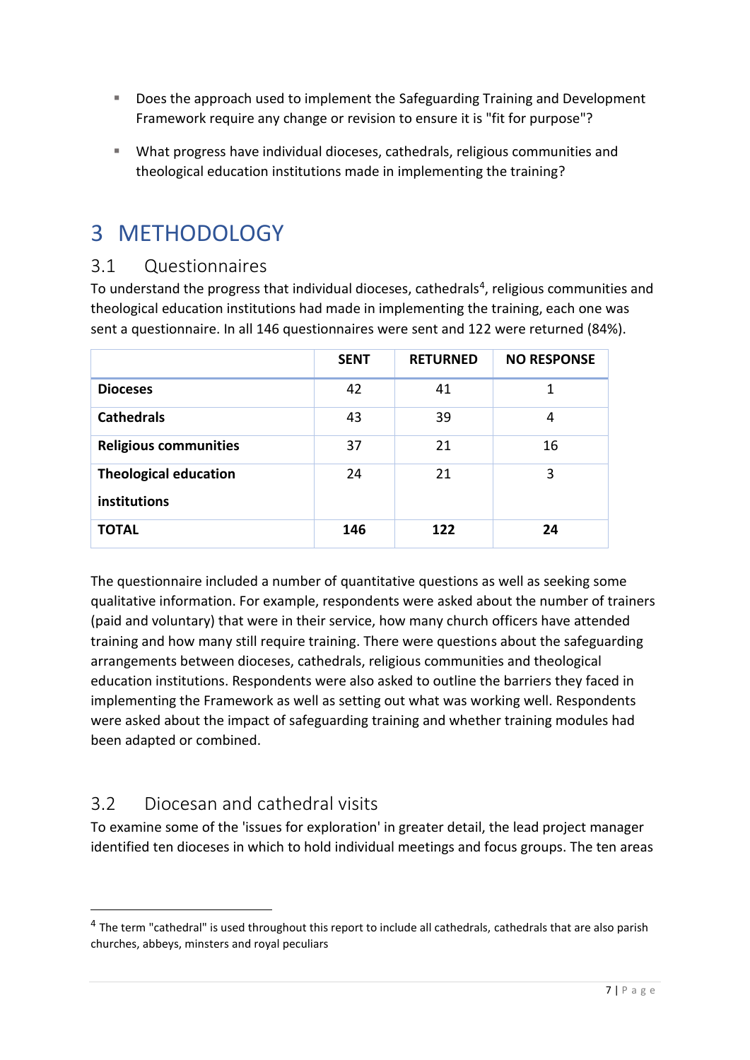- Does the approach used to implement the Safeguarding Training and Development Framework require any change or revision to ensure it is "fit for purpose"?
- What progress have individual dioceses, cathedrals, religious communities and theological education institutions made in implementing the training?

# 3 METHODOLOGY

## 3.1 Questionnaires

To understand the progress that individual dioceses, cathedrals[4], religious communities and theological education institutions had made in implementing the training, each one was sent a questionnaire. In all 146 questionnaires were sent and 122 were returned (84%).

| | SENT | RETURNED | NO RESPONSE |
|---|---|---|---|
| **Dioceses** | 42 | 41 | 1 |
| **Cathedrals** | 43 | 39 | 4 |
| **Religious communities** | 37 | 21 | 16 |
| **Theological education institutions** | 24 | 21 | 3 |
| **TOTAL** | **146** | **122** | **24** |

The questionnaire included a number of quantitative questions as well as seeking some qualitative information. For example, respondents were asked about the number of trainers (paid and voluntary) that were in their service, how many church officers have attended training and how many still require training. There were questions about the safeguarding arrangements between dioceses, cathedrals, religious communities and theological education institutions. Respondents were also asked to outline the barriers they faced in implementing the Framework as well as setting out what was working well. Respondents were asked about the impact of safeguarding training and whether training modules had been adapted or combined.

## 3.2 Diocesan and cathedral visits

To examine some of the 'issues for exploration' in greater detail, the lead project manager identified ten dioceses in which to hold individual meetings and focus groups. The ten areas

[4] The term "cathedral" is used throughout this report to include all cathedrals, cathedrals that are also parish churches, abbeys, minsters and royal peculiars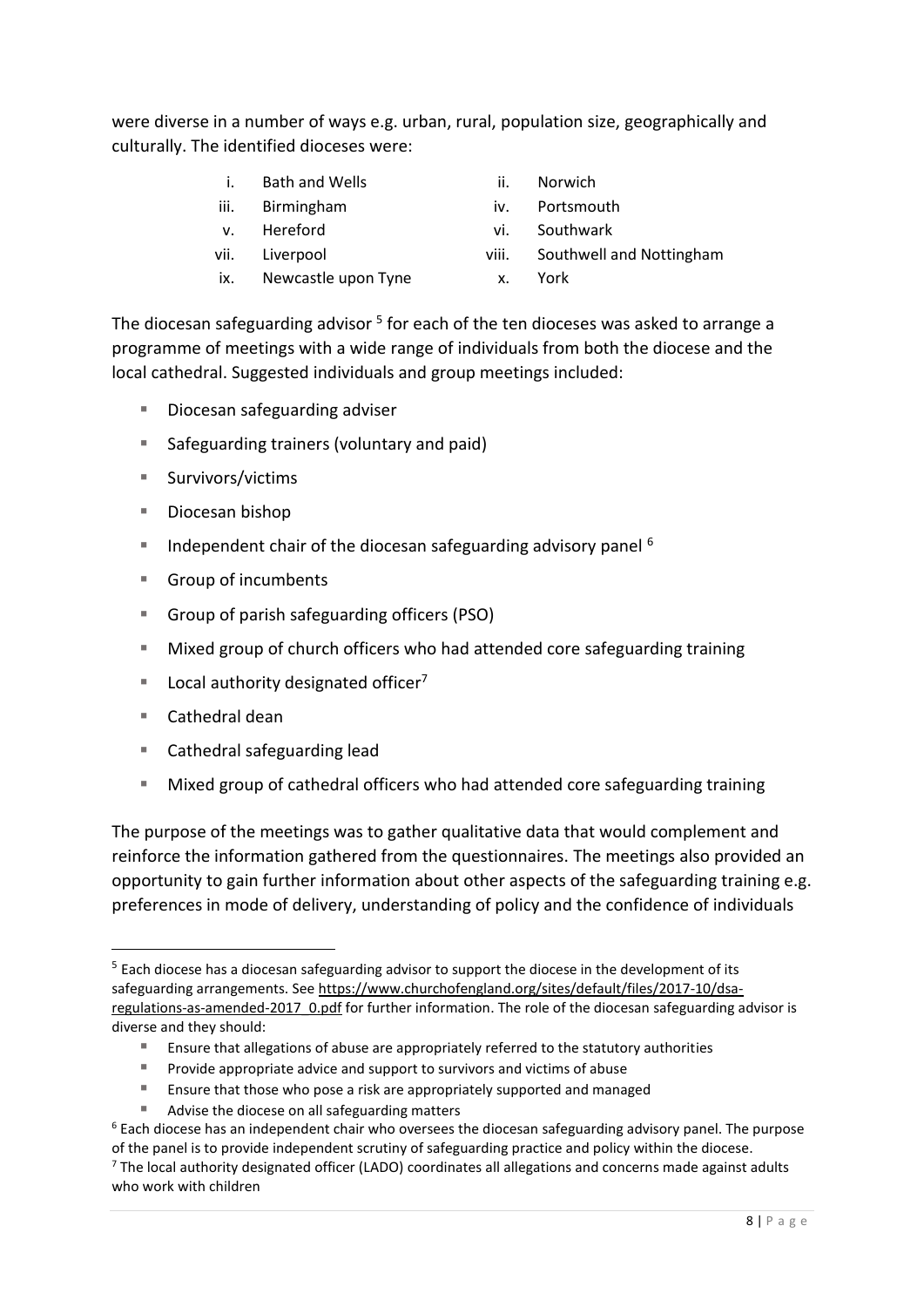were diverse in a number of ways e.g. urban, rural, population size, geographically and culturally. The identified dioceses were:

i. Bath and Wells
ii. Norwich
iii. Birmingham
iv. Portsmouth
v. Hereford
vi. Southwark
vii. Liverpool
viii. Southwell and Nottingham
ix. Newcastle upon Tyne
x. York

The diocesan safeguarding advisor [5] for each of the ten dioceses was asked to arrange a programme of meetings with a wide range of individuals from both the diocese and the local cathedral. Suggested individuals and group meetings included:

- Diocesan safeguarding adviser
- Safeguarding trainers (voluntary and paid)
- Survivors/victims
- Diocesan bishop
- Independent chair of the diocesan safeguarding advisory panel [6]
- Group of incumbents
- Group of parish safeguarding officers (PSO)
- Mixed group of church officers who had attended core safeguarding training
- Local authority designated officer[7]
- Cathedral dean
- Cathedral safeguarding lead
- Mixed group of cathedral officers who had attended core safeguarding training

The purpose of the meetings was to gather qualitative data that would complement and reinforce the information gathered from the questionnaires. The meetings also provided an opportunity to gain further information about other aspects of the safeguarding training e.g. preferences in mode of delivery, understanding of policy and the confidence of individuals

---

[5] Each diocese has a diocesan safeguarding advisor to support the diocese in the development of its safeguarding arrangements. See https://www.churchofengland.org/sites/default/files/2017-10/dsa-regulations-as-amended-2017_0.pdf for further information. The role of the diocesan safeguarding advisor is diverse and they should:

- Ensure that allegations of abuse are appropriately referred to the statutory authorities
- Provide appropriate advice and support to survivors and victims of abuse
- Ensure that those who pose a risk are appropriately supported and managed
- Advise the diocese on all safeguarding matters

[6] Each diocese has an independent chair who oversees the diocesan safeguarding advisory panel. The purpose of the panel is to provide independent scrutiny of safeguarding practice and policy within the diocese.

[7] The local authority designated officer (LADO) coordinates all allegations and concerns made against adults who work with children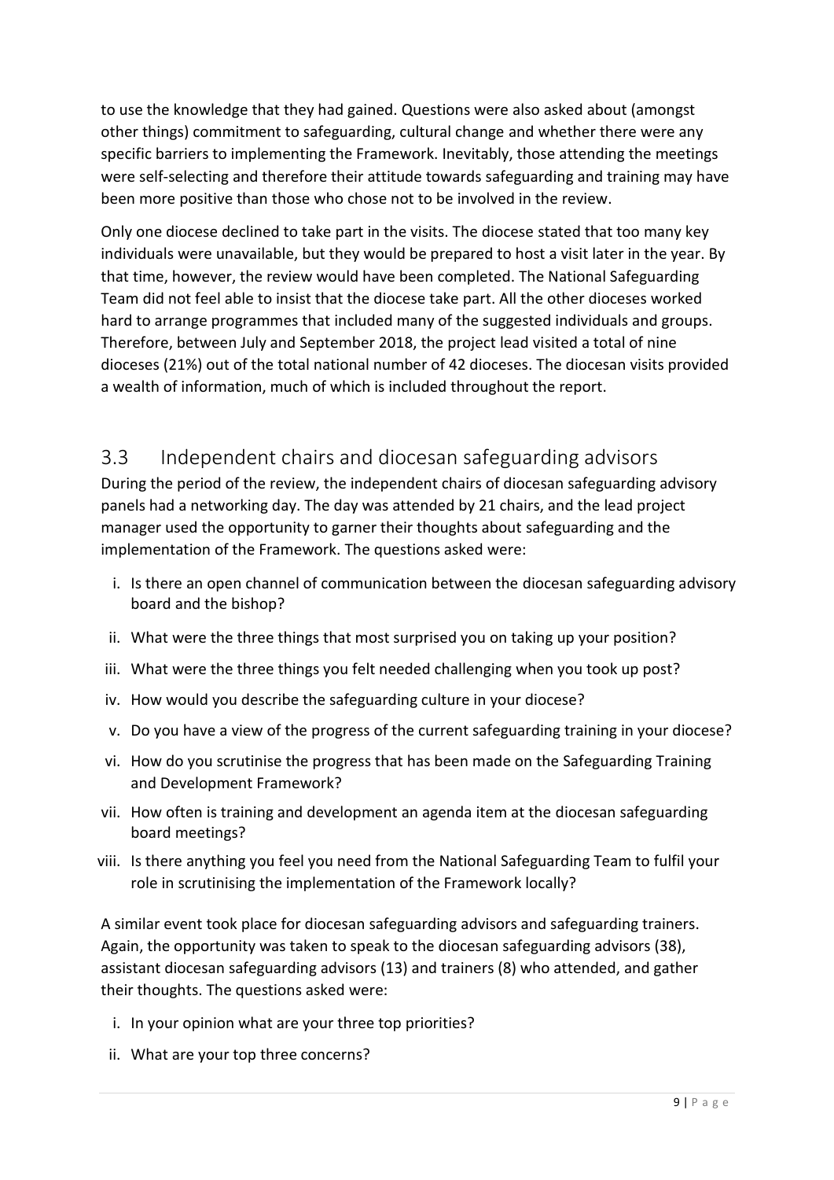to use the knowledge that they had gained. Questions were also asked about (amongst other things) commitment to safeguarding, cultural change and whether there were any specific barriers to implementing the Framework. Inevitably, those attending the meetings were self-selecting and therefore their attitude towards safeguarding and training may have been more positive than those who chose not to be involved in the review.

Only one diocese declined to take part in the visits. The diocese stated that too many key individuals were unavailable, but they would be prepared to host a visit later in the year. By that time, however, the review would have been completed. The National Safeguarding Team did not feel able to insist that the diocese take part. All the other dioceses worked hard to arrange programmes that included many of the suggested individuals and groups. Therefore, between July and September 2018, the project lead visited a total of nine dioceses (21%) out of the total national number of 42 dioceses. The diocesan visits provided a wealth of information, much of which is included throughout the report.

## 3.3 Independent chairs and diocesan safeguarding advisors

During the period of the review, the independent chairs of diocesan safeguarding advisory panels had a networking day. The day was attended by 21 chairs, and the lead project manager used the opportunity to garner their thoughts about safeguarding and the implementation of the Framework. The questions asked were:

i. Is there an open channel of communication between the diocesan safeguarding advisory board and the bishop?
ii. What were the three things that most surprised you on taking up your position?
iii. What were the three things you felt needed challenging when you took up post?
iv. How would you describe the safeguarding culture in your diocese?
v. Do you have a view of the progress of the current safeguarding training in your diocese?
vi. How do you scrutinise the progress that has been made on the Safeguarding Training and Development Framework?
vii. How often is training and development an agenda item at the diocesan safeguarding board meetings?
viii. Is there anything you feel you need from the National Safeguarding Team to fulfil your role in scrutinising the implementation of the Framework locally?

A similar event took place for diocesan safeguarding advisors and safeguarding trainers. Again, the opportunity was taken to speak to the diocesan safeguarding advisors (38), assistant diocesan safeguarding advisors (13) and trainers (8) who attended, and gather their thoughts. The questions asked were:

i. In your opinion what are your three top priorities?
ii. What are your top three concerns?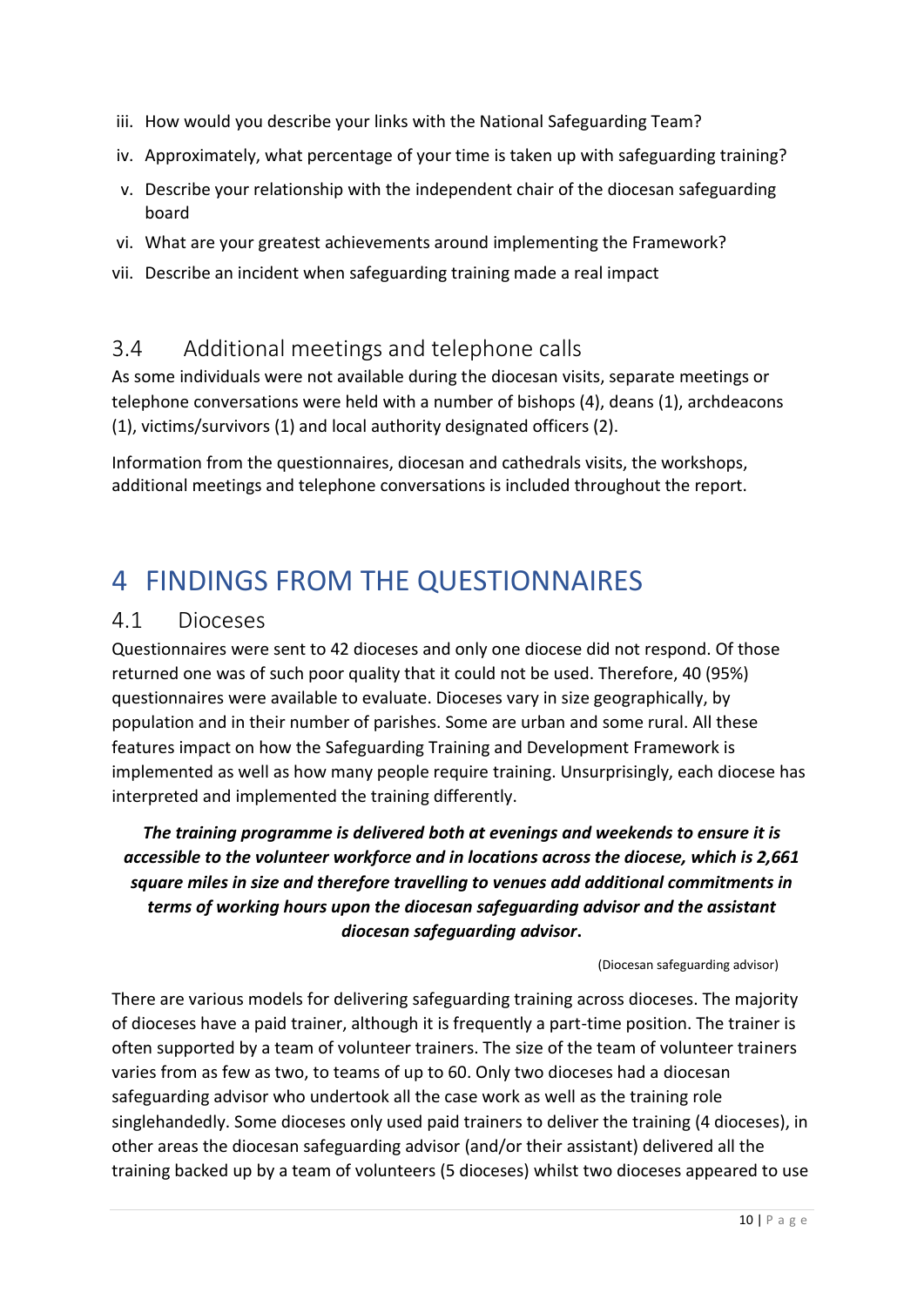iii. How would you describe your links with the National Safeguarding Team?
iv. Approximately, what percentage of your time is taken up with safeguarding training?
v. Describe your relationship with the independent chair of the diocesan safeguarding board
vi. What are your greatest achievements around implementing the Framework?
vii. Describe an incident when safeguarding training made a real impact

### 3.4 Additional meetings and telephone calls

As some individuals were not available during the diocesan visits, separate meetings or telephone conversations were held with a number of bishops (4), deans (1), archdeacons (1), victims/survivors (1) and local authority designated officers (2).

Information from the questionnaires, diocesan and cathedrals visits, the workshops, additional meetings and telephone conversations is included throughout the report.

# 4 FINDINGS FROM THE QUESTIONNAIRES

### 4.1 Dioceses

Questionnaires were sent to 42 dioceses and only one diocese did not respond. Of those returned one was of such poor quality that it could not be used. Therefore, 40 (95%) questionnaires were available to evaluate. Dioceses vary in size geographically, by population and in their number of parishes. Some are urban and some rural. All these features impact on how the Safeguarding Training and Development Framework is implemented as well as how many people require training. Unsurprisingly, each diocese has interpreted and implemented the training differently.

> ***The training programme is delivered both at evenings and weekends to ensure it is accessible to the volunteer workforce and in locations across the diocese, which is 2,661 square miles in size and therefore travelling to venues add additional commitments in terms of working hours upon the diocesan safeguarding advisor and the assistant diocesan safeguarding advisor*.**
>
> (Diocesan safeguarding advisor)

There are various models for delivering safeguarding training across dioceses. The majority of dioceses have a paid trainer, although it is frequently a part-time position. The trainer is often supported by a team of volunteer trainers. The size of the team of volunteer trainers varies from as few as two, to teams of up to 60. Only two dioceses had a diocesan safeguarding advisor who undertook all the case work as well as the training role singlehandedly. Some dioceses only used paid trainers to deliver the training (4 dioceses), in other areas the diocesan safeguarding advisor (and/or their assistant) delivered all the training backed up by a team of volunteers (5 dioceses) whilst two dioceses appeared to use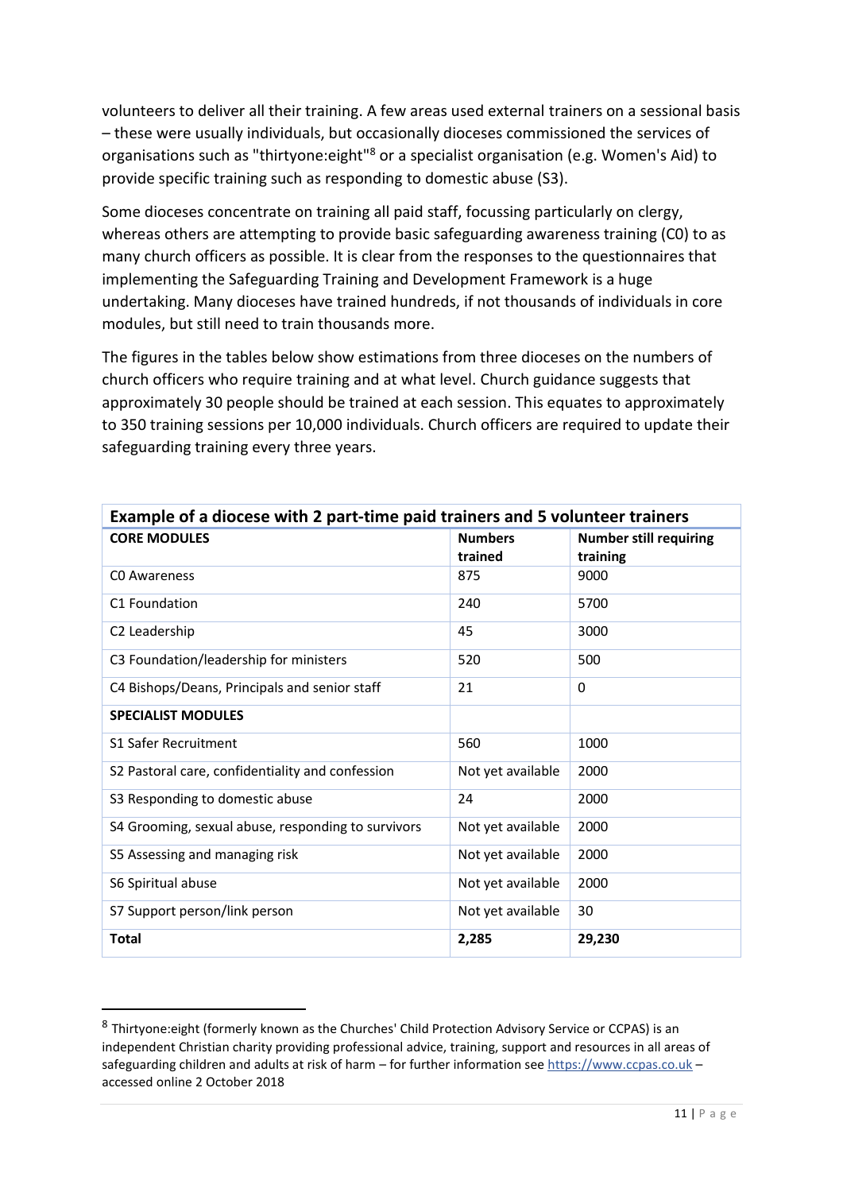volunteers to deliver all their training. A few areas used external trainers on a sessional basis – these were usually individuals, but occasionally dioceses commissioned the services of organisations such as "thirtyone:eight"[8] or a specialist organisation (e.g. Women's Aid) to provide specific training such as responding to domestic abuse (S3).

Some dioceses concentrate on training all paid staff, focussing particularly on clergy, whereas others are attempting to provide basic safeguarding awareness training (C0) to as many church officers as possible. It is clear from the responses to the questionnaires that implementing the Safeguarding Training and Development Framework is a huge undertaking. Many dioceses have trained hundreds, if not thousands of individuals in core modules, but still need to train thousands more.

The figures in the tables below show estimations from three dioceses on the numbers of church officers who require training and at what level. Church guidance suggests that approximately 30 people should be trained at each session. This equates to approximately to 350 training sessions per 10,000 individuals. Church officers are required to update their safeguarding training every three years.

**Example of a diocese with 2 part-time paid trainers and 5 volunteer trainers**

| CORE MODULES | Numbers trained | Number still requiring training |
|---|---|---|
| C0 Awareness | 875 | 9000 |
| C1 Foundation | 240 | 5700 |
| C2 Leadership | 45 | 3000 |
| C3 Foundation/leadership for ministers | 520 | 500 |
| C4 Bishops/Deans, Principals and senior staff | 21 | 0 |
| **SPECIALIST MODULES** | | |
| S1 Safer Recruitment | 560 | 1000 |
| S2 Pastoral care, confidentiality and confession | Not yet available | 2000 |
| S3 Responding to domestic abuse | 24 | 2000 |
| S4 Grooming, sexual abuse, responding to survivors | Not yet available | 2000 |
| S5 Assessing and managing risk | Not yet available | 2000 |
| S6 Spiritual abuse | Not yet available | 2000 |
| S7 Support person/link person | Not yet available | 30 |
| **Total** | **2,285** | **29,230** |

[8] Thirtyone:eight (formerly known as the Churches' Child Protection Advisory Service or CCPAS) is an independent Christian charity providing professional advice, training, support and resources in all areas of safeguarding children and adults at risk of harm – for further information see https://www.ccpas.co.uk – accessed online 2 October 2018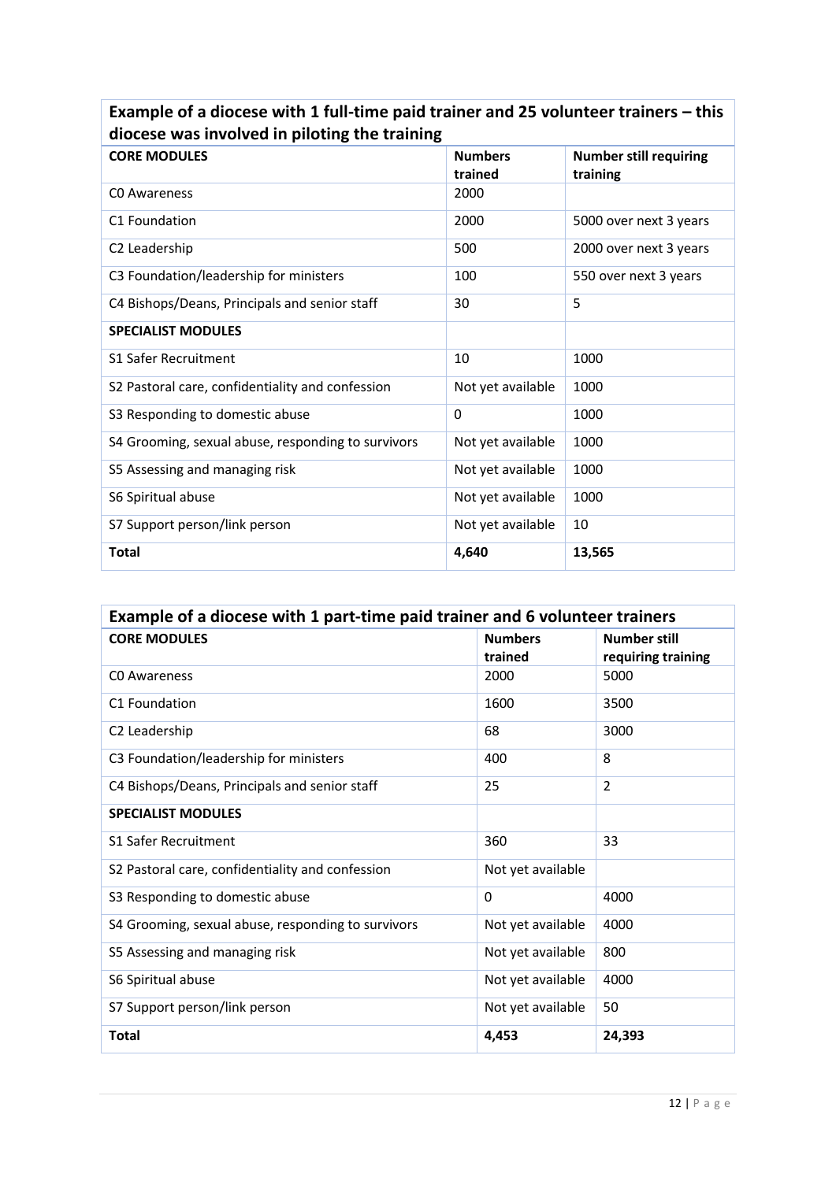| Example of a diocese with 1 full-time paid trainer and 25 volunteer trainers – this diocese was involved in piloting the training | | |
|---|---|---|
| **CORE MODULES** | **Numbers trained** | **Number still requiring training** |
| C0 Awareness | 2000 | |
| C1 Foundation | 2000 | 5000 over next 3 years |
| C2 Leadership | 500 | 2000 over next 3 years |
| C3 Foundation/leadership for ministers | 100 | 550 over next 3 years |
| C4 Bishops/Deans, Principals and senior staff | 30 | 5 |
| **SPECIALIST MODULES** | | |
| S1 Safer Recruitment | 10 | 1000 |
| S2 Pastoral care, confidentiality and confession | Not yet available | 1000 |
| S3 Responding to domestic abuse | 0 | 1000 |
| S4 Grooming, sexual abuse, responding to survivors | Not yet available | 1000 |
| S5 Assessing and managing risk | Not yet available | 1000 |
| S6 Spiritual abuse | Not yet available | 1000 |
| S7 Support person/link person | Not yet available | 10 |
| **Total** | **4,640** | **13,565** |

| Example of a diocese with 1 part-time paid trainer and 6 volunteer trainers | | |
|---|---|---|
| **CORE MODULES** | **Numbers trained** | **Number still requiring training** |
| C0 Awareness | 2000 | 5000 |
| C1 Foundation | 1600 | 3500 |
| C2 Leadership | 68 | 3000 |
| C3 Foundation/leadership for ministers | 400 | 8 |
| C4 Bishops/Deans, Principals and senior staff | 25 | 2 |
| **SPECIALIST MODULES** | | |
| S1 Safer Recruitment | 360 | 33 |
| S2 Pastoral care, confidentiality and confession | Not yet available | |
| S3 Responding to domestic abuse | 0 | 4000 |
| S4 Grooming, sexual abuse, responding to survivors | Not yet available | 4000 |
| S5 Assessing and managing risk | Not yet available | 800 |
| S6 Spiritual abuse | Not yet available | 4000 |
| S7 Support person/link person | Not yet available | 50 |
| **Total** | **4,453** | **24,393** |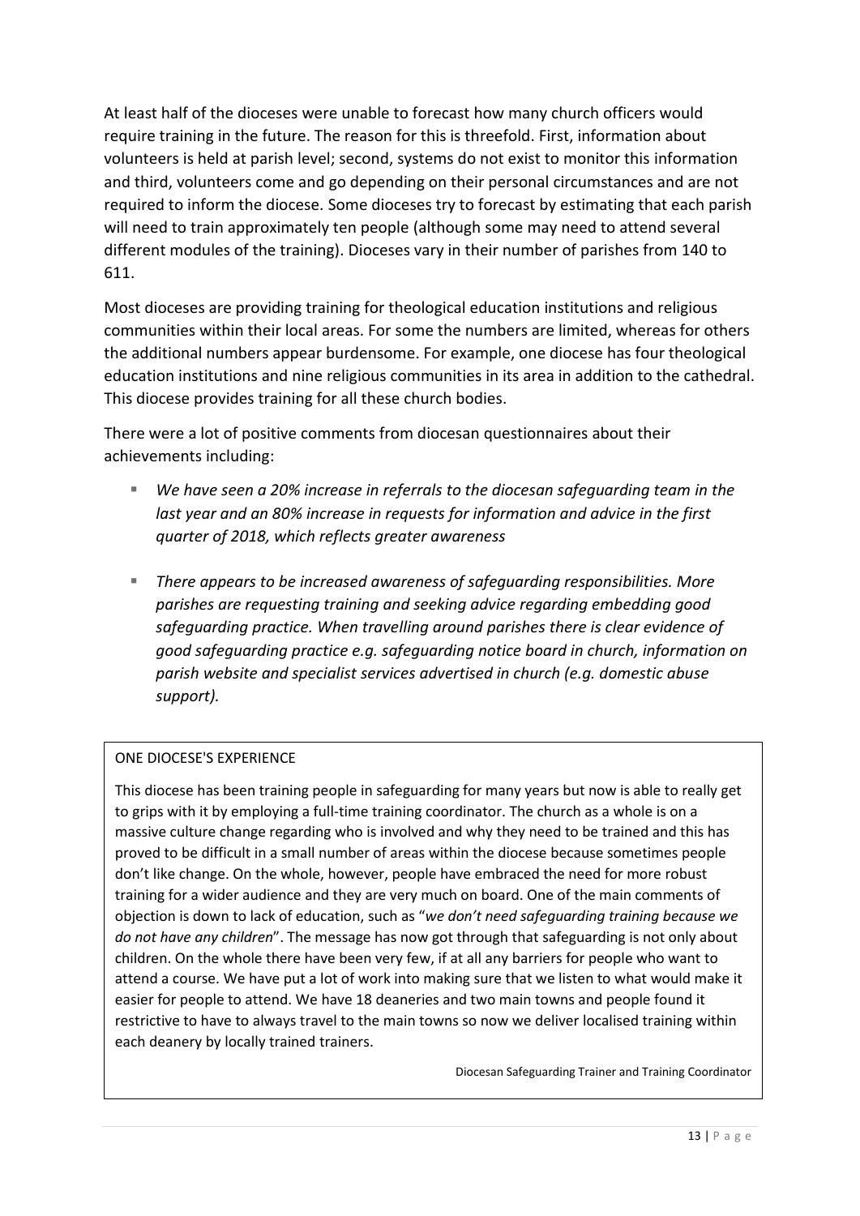At least half of the dioceses were unable to forecast how many church officers would require training in the future. The reason for this is threefold. First, information about volunteers is held at parish level; second, systems do not exist to monitor this information and third, volunteers come and go depending on their personal circumstances and are not required to inform the diocese. Some dioceses try to forecast by estimating that each parish will need to train approximately ten people (although some may need to attend several different modules of the training). Dioceses vary in their number of parishes from 140 to 611.

Most dioceses are providing training for theological education institutions and religious communities within their local areas. For some the numbers are limited, whereas for others the additional numbers appear burdensome. For example, one diocese has four theological education institutions and nine religious communities in its area in addition to the cathedral. This diocese provides training for all these church bodies.

There were a lot of positive comments from diocesan questionnaires about their achievements including:

- *We have seen a 20% increase in referrals to the diocesan safeguarding team in the last year and an 80% increase in requests for information and advice in the first quarter of 2018, which reflects greater awareness*
- *There appears to be increased awareness of safeguarding responsibilities. More parishes are requesting training and seeking advice regarding embedding good safeguarding practice. When travelling around parishes there is clear evidence of good safeguarding practice e.g. safeguarding notice board in church, information on parish website and specialist services advertised in church (e.g. domestic abuse support).*

> ONE DIOCESE'S EXPERIENCE
>
> This diocese has been training people in safeguarding for many years but now is able to really get to grips with it by employing a full-time training coordinator. The church as a whole is on a massive culture change regarding who is involved and why they need to be trained and this has proved to be difficult in a small number of areas within the diocese because sometimes people don't like change. On the whole, however, people have embraced the need for more robust training for a wider audience and they are very much on board. One of the main comments of objection is down to lack of education, such as "*we don't need safeguarding training because we do not have any children*". The message has now got through that safeguarding is not only about children. On the whole there have been very few, if at all any barriers for people who want to attend a course. We have put a lot of work into making sure that we listen to what would make it easier for people to attend. We have 18 deaneries and two main towns and people found it restrictive to have to always travel to the main towns so now we deliver localised training within each deanery by locally trained trainers.
>
> Diocesan Safeguarding Trainer and Training Coordinator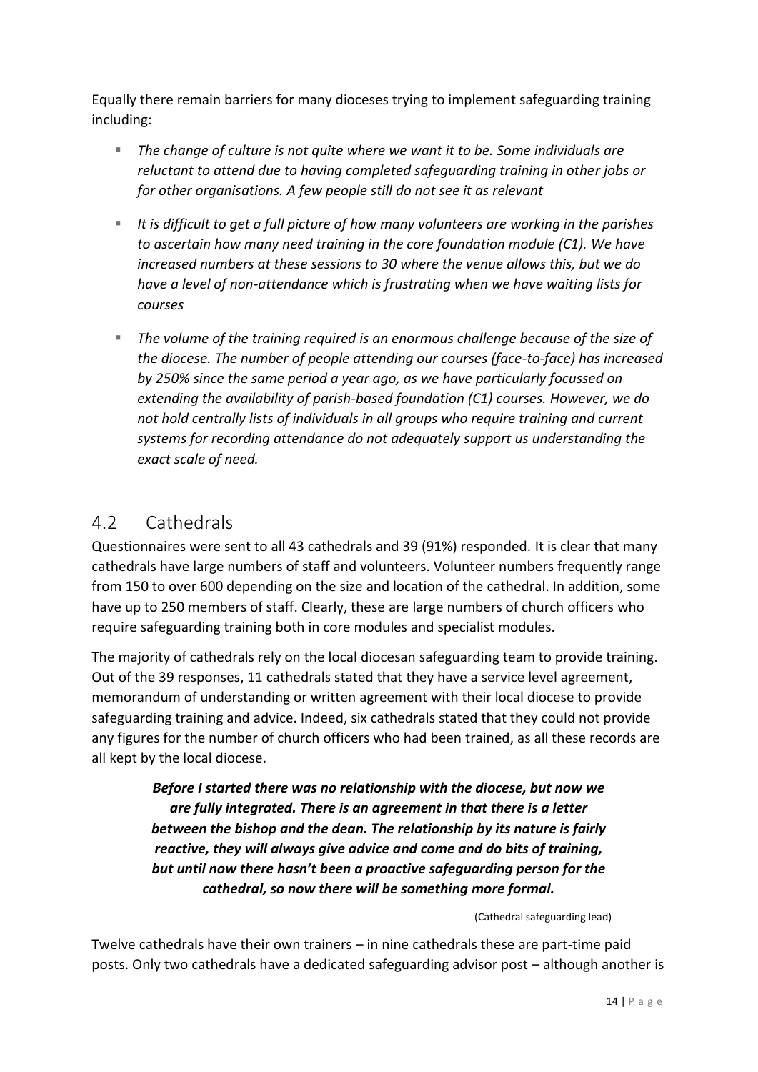Equally there remain barriers for many dioceses trying to implement safeguarding training including:

- *The change of culture is not quite where we want it to be. Some individuals are reluctant to attend due to having completed safeguarding training in other jobs or for other organisations. A few people still do not see it as relevant*
- *It is difficult to get a full picture of how many volunteers are working in the parishes to ascertain how many need training in the core foundation module (C1). We have increased numbers at these sessions to 30 where the venue allows this, but we do have a level of non-attendance which is frustrating when we have waiting lists for courses*
- *The volume of the training required is an enormous challenge because of the size of the diocese. The number of people attending our courses (face-to-face) has increased by 250% since the same period a year ago, as we have particularly focussed on extending the availability of parish-based foundation (C1) courses. However, we do not hold centrally lists of individuals in all groups who require training and current systems for recording attendance do not adequately support us understanding the exact scale of need.*

## 4.2 Cathedrals

Questionnaires were sent to all 43 cathedrals and 39 (91%) responded. It is clear that many cathedrals have large numbers of staff and volunteers. Volunteer numbers frequently range from 150 to over 600 depending on the size and location of the cathedral. In addition, some have up to 250 members of staff. Clearly, these are large numbers of church officers who require safeguarding training both in core modules and specialist modules.

The majority of cathedrals rely on the local diocesan safeguarding team to provide training. Out of the 39 responses, 11 cathedrals stated that they have a service level agreement, memorandum of understanding or written agreement with their local diocese to provide safeguarding training and advice. Indeed, six cathedrals stated that they could not provide any figures for the number of church officers who had been trained, as all these records are all kept by the local diocese.

***Before I started there was no relationship with the diocese, but now we are fully integrated. There is an agreement in that there is a letter between the bishop and the dean. The relationship by its nature is fairly reactive, they will always give advice and come and do bits of training, but until now there hasn't been a proactive safeguarding person for the cathedral, so now there will be something more formal.***

(Cathedral safeguarding lead)

Twelve cathedrals have their own trainers – in nine cathedrals these are part-time paid posts. Only two cathedrals have a dedicated safeguarding advisor post – although another is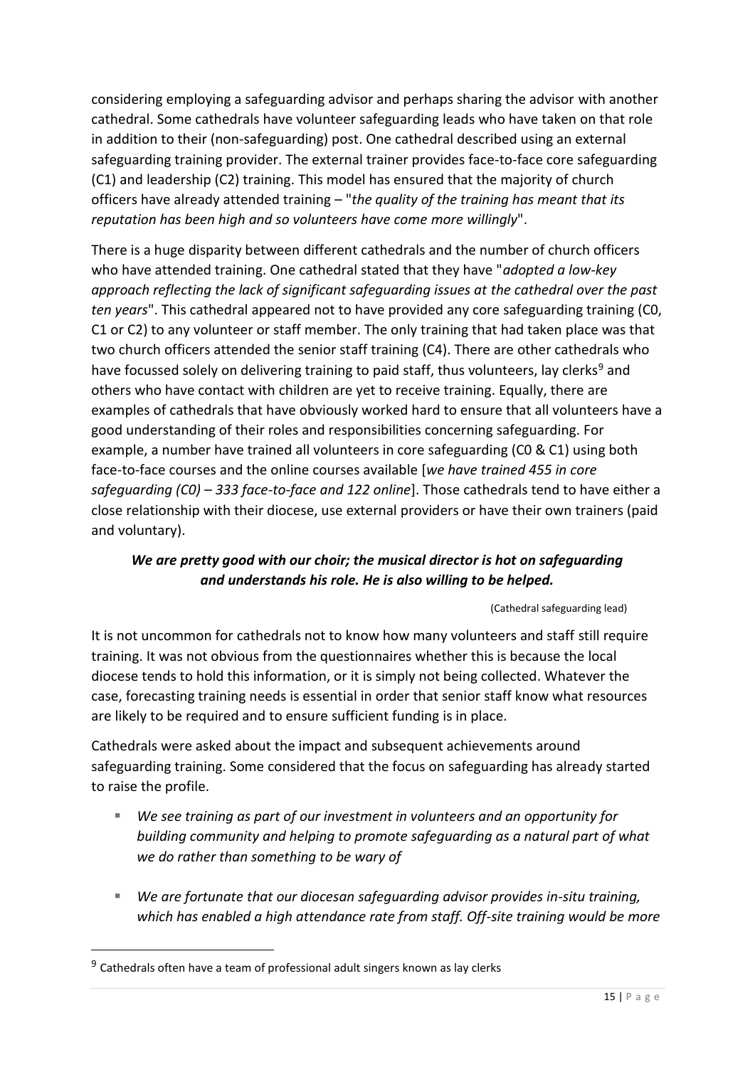considering employing a safeguarding advisor and perhaps sharing the advisor with another cathedral. Some cathedrals have volunteer safeguarding leads who have taken on that role in addition to their (non-safeguarding) post. One cathedral described using an external safeguarding training provider. The external trainer provides face-to-face core safeguarding (C1) and leadership (C2) training. This model has ensured that the majority of church officers have already attended training – "*the quality of the training has meant that its reputation has been high and so volunteers have come more willingly*".

There is a huge disparity between different cathedrals and the number of church officers who have attended training. One cathedral stated that they have "*adopted a low-key approach reflecting the lack of significant safeguarding issues at the cathedral over the past ten years*". This cathedral appeared not to have provided any core safeguarding training (C0, C1 or C2) to any volunteer or staff member. The only training that had taken place was that two church officers attended the senior staff training (C4). There are other cathedrals who have focussed solely on delivering training to paid staff, thus volunteers, lay clerks[9] and others who have contact with children are yet to receive training. Equally, there are examples of cathedrals that have obviously worked hard to ensure that all volunteers have a good understanding of their roles and responsibilities concerning safeguarding. For example, a number have trained all volunteers in core safeguarding (C0 & C1) using both face-to-face courses and the online courses available [*we have trained 455 in core safeguarding (C0) – 333 face-to-face and 122 online*]. Those cathedrals tend to have either a close relationship with their diocese, use external providers or have their own trainers (paid and voluntary).

***We are pretty good with our choir; the musical director is hot on safeguarding and understands his role. He is also willing to be helped.***

(Cathedral safeguarding lead)

It is not uncommon for cathedrals not to know how many volunteers and staff still require training. It was not obvious from the questionnaires whether this is because the local diocese tends to hold this information, or it is simply not being collected. Whatever the case, forecasting training needs is essential in order that senior staff know what resources are likely to be required and to ensure sufficient funding is in place.

Cathedrals were asked about the impact and subsequent achievements around safeguarding training. Some considered that the focus on safeguarding has already started to raise the profile.

- *We see training as part of our investment in volunteers and an opportunity for building community and helping to promote safeguarding as a natural part of what we do rather than something to be wary of*
- *We are fortunate that our diocesan safeguarding advisor provides in-situ training, which has enabled a high attendance rate from staff. Off-site training would be more*

[9] Cathedrals often have a team of professional adult singers known as lay clerks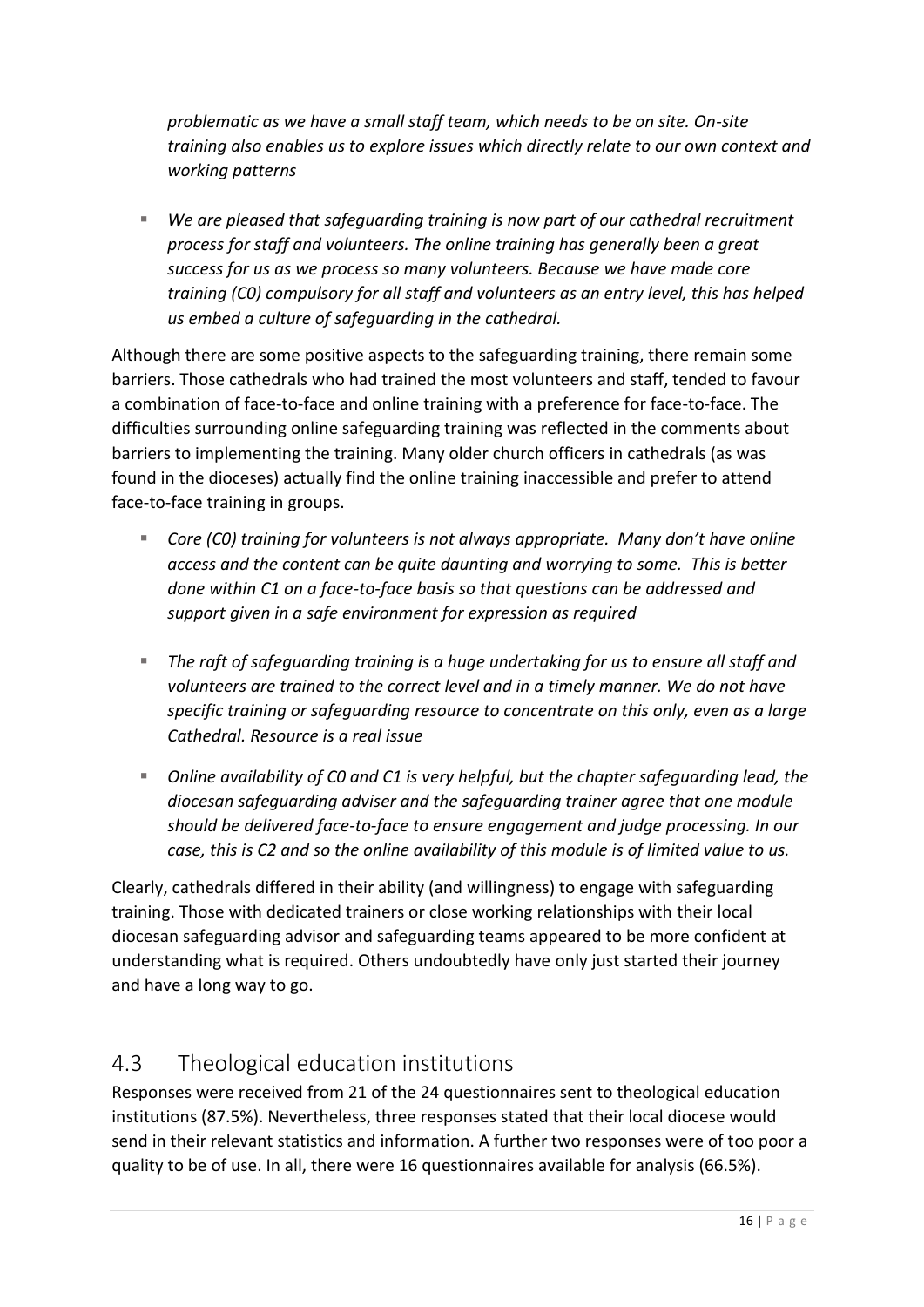*problematic as we have a small staff team, which needs to be on site. On-site training also enables us to explore issues which directly relate to our own context and working patterns*

- *We are pleased that safeguarding training is now part of our cathedral recruitment process for staff and volunteers. The online training has generally been a great success for us as we process so many volunteers. Because we have made core training (C0) compulsory for all staff and volunteers as an entry level, this has helped us embed a culture of safeguarding in the cathedral.*

Although there are some positive aspects to the safeguarding training, there remain some barriers. Those cathedrals who had trained the most volunteers and staff, tended to favour a combination of face-to-face and online training with a preference for face-to-face. The difficulties surrounding online safeguarding training was reflected in the comments about barriers to implementing the training. Many older church officers in cathedrals (as was found in the dioceses) actually find the online training inaccessible and prefer to attend face-to-face training in groups.

- *Core (C0) training for volunteers is not always appropriate. Many don't have online access and the content can be quite daunting and worrying to some. This is better done within C1 on a face-to-face basis so that questions can be addressed and support given in a safe environment for expression as required*

- *The raft of safeguarding training is a huge undertaking for us to ensure all staff and volunteers are trained to the correct level and in a timely manner. We do not have specific training or safeguarding resource to concentrate on this only, even as a large Cathedral. Resource is a real issue*

- *Online availability of C0 and C1 is very helpful, but the chapter safeguarding lead, the diocesan safeguarding adviser and the safeguarding trainer agree that one module should be delivered face-to-face to ensure engagement and judge processing. In our case, this is C2 and so the online availability of this module is of limited value to us.*

Clearly, cathedrals differed in their ability (and willingness) to engage with safeguarding training. Those with dedicated trainers or close working relationships with their local diocesan safeguarding advisor and safeguarding teams appeared to be more confident at understanding what is required. Others undoubtedly have only just started their journey and have a long way to go.

## 4.3 Theological education institutions

Responses were received from 21 of the 24 questionnaires sent to theological education institutions (87.5%). Nevertheless, three responses stated that their local diocese would send in their relevant statistics and information. A further two responses were of too poor a quality to be of use. In all, there were 16 questionnaires available for analysis (66.5%).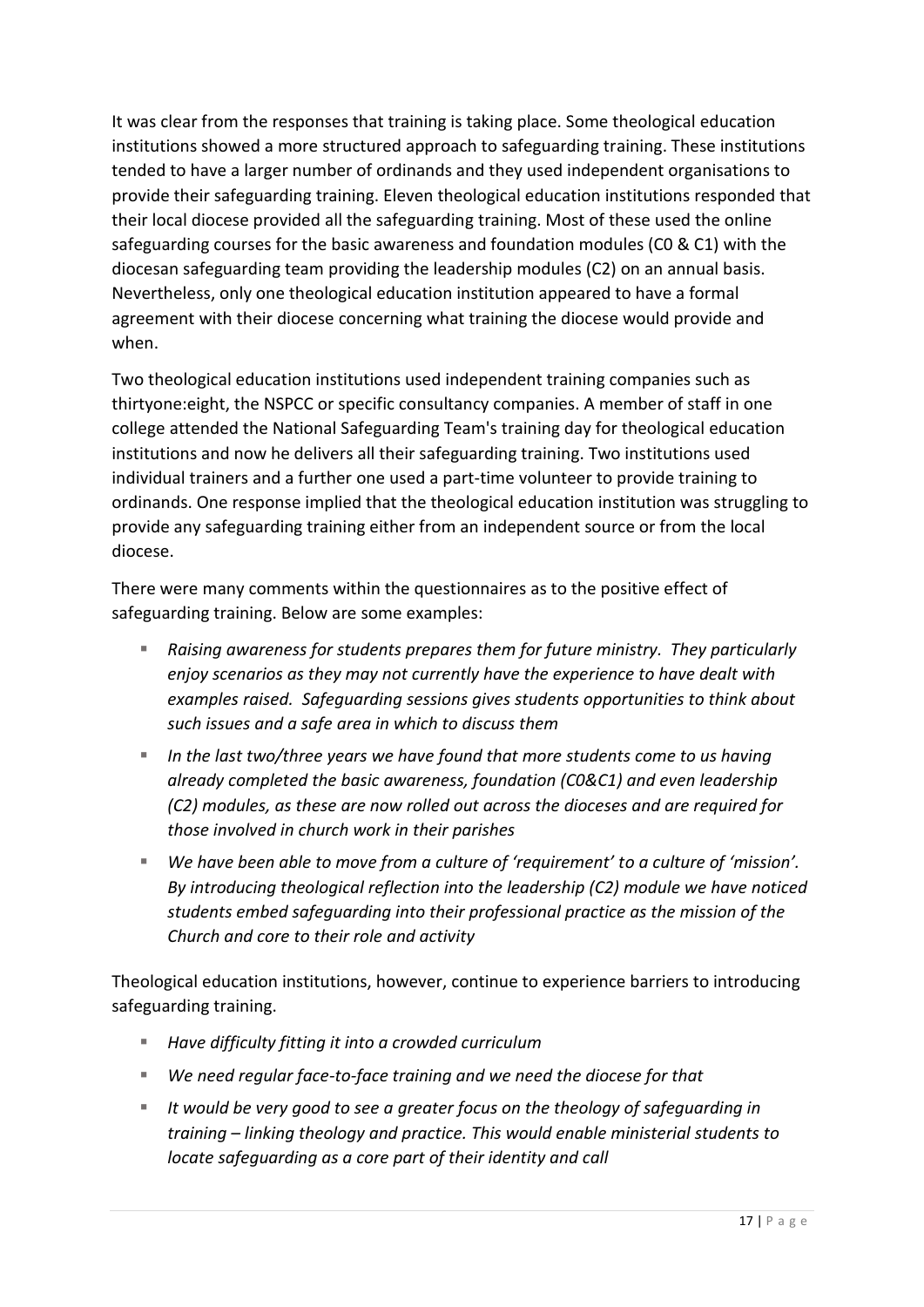It was clear from the responses that training is taking place. Some theological education institutions showed a more structured approach to safeguarding training. These institutions tended to have a larger number of ordinands and they used independent organisations to provide their safeguarding training. Eleven theological education institutions responded that their local diocese provided all the safeguarding training. Most of these used the online safeguarding courses for the basic awareness and foundation modules (C0 & C1) with the diocesan safeguarding team providing the leadership modules (C2) on an annual basis. Nevertheless, only one theological education institution appeared to have a formal agreement with their diocese concerning what training the diocese would provide and when.

Two theological education institutions used independent training companies such as thirtyone:eight, the NSPCC or specific consultancy companies. A member of staff in one college attended the National Safeguarding Team's training day for theological education institutions and now he delivers all their safeguarding training. Two institutions used individual trainers and a further one used a part-time volunteer to provide training to ordinands. One response implied that the theological education institution was struggling to provide any safeguarding training either from an independent source or from the local diocese.

There were many comments within the questionnaires as to the positive effect of safeguarding training. Below are some examples:

- *Raising awareness for students prepares them for future ministry. They particularly enjoy scenarios as they may not currently have the experience to have dealt with examples raised. Safeguarding sessions gives students opportunities to think about such issues and a safe area in which to discuss them*
- *In the last two/three years we have found that more students come to us having already completed the basic awareness, foundation (C0&C1) and even leadership (C2) modules, as these are now rolled out across the dioceses and are required for those involved in church work in their parishes*
- *We have been able to move from a culture of 'requirement' to a culture of 'mission'. By introducing theological reflection into the leadership (C2) module we have noticed students embed safeguarding into their professional practice as the mission of the Church and core to their role and activity*

Theological education institutions, however, continue to experience barriers to introducing safeguarding training.

- *Have difficulty fitting it into a crowded curriculum*
- *We need regular face-to-face training and we need the diocese for that*
- *It would be very good to see a greater focus on the theology of safeguarding in training – linking theology and practice. This would enable ministerial students to locate safeguarding as a core part of their identity and call*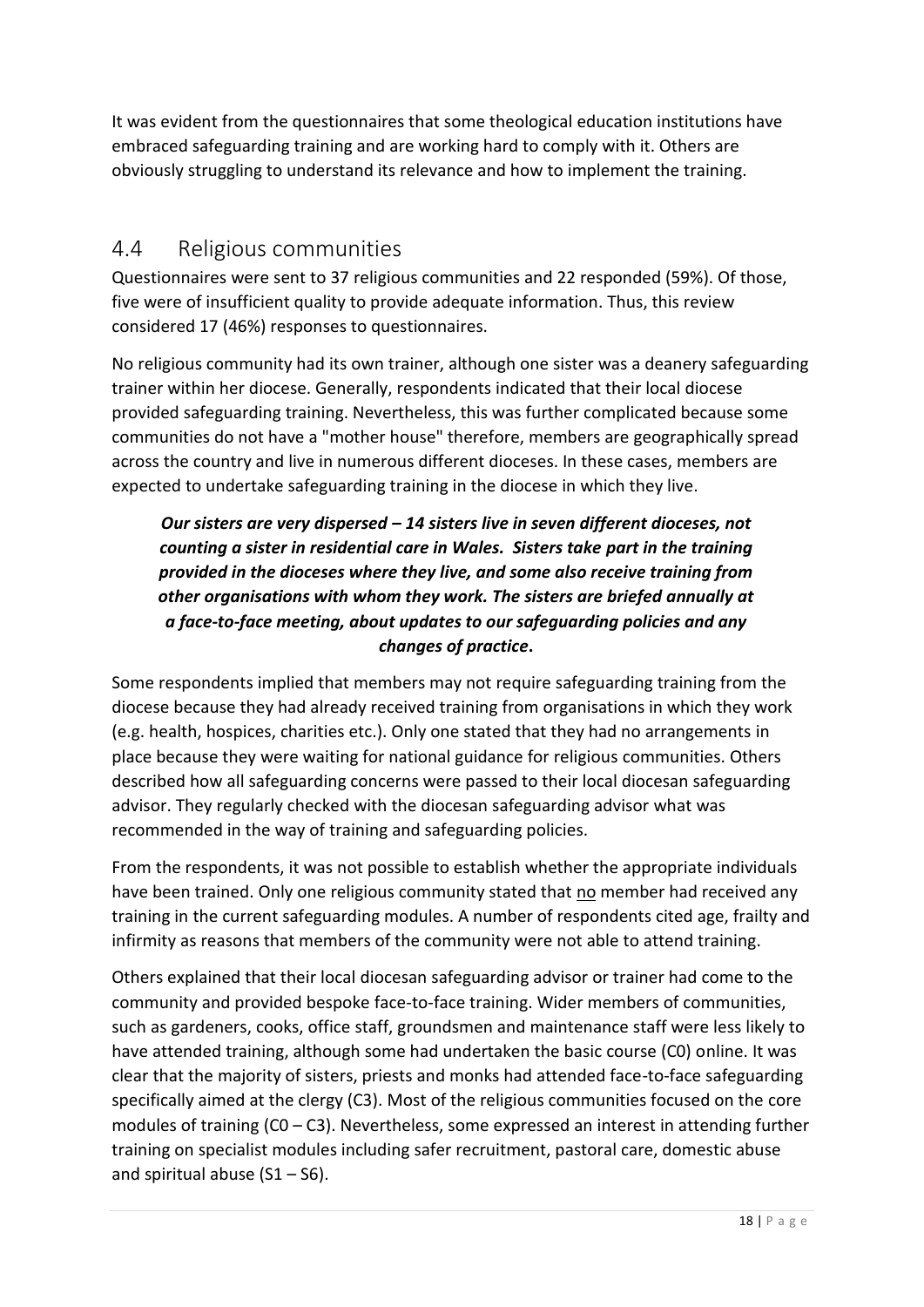It was evident from the questionnaires that some theological education institutions have embraced safeguarding training and are working hard to comply with it. Others are obviously struggling to understand its relevance and how to implement the training.

## 4.4 Religious communities

Questionnaires were sent to 37 religious communities and 22 responded (59%). Of those, five were of insufficient quality to provide adequate information. Thus, this review considered 17 (46%) responses to questionnaires.

No religious community had its own trainer, although one sister was a deanery safeguarding trainer within her diocese. Generally, respondents indicated that their local diocese provided safeguarding training. Nevertheless, this was further complicated because some communities do not have a "mother house" therefore, members are geographically spread across the country and live in numerous different dioceses. In these cases, members are expected to undertake safeguarding training in the diocese in which they live.

> ***Our sisters are very dispersed – 14 sisters live in seven different dioceses, not counting a sister in residential care in Wales. Sisters take part in the training provided in the dioceses where they live, and some also receive training from other organisations with whom they work. The sisters are briefed annually at a face-to-face meeting, about updates to our safeguarding policies and any changes of practice.***

Some respondents implied that members may not require safeguarding training from the diocese because they had already received training from organisations in which they work (e.g. health, hospices, charities etc.). Only one stated that they had no arrangements in place because they were waiting for national guidance for religious communities. Others described how all safeguarding concerns were passed to their local diocesan safeguarding advisor. They regularly checked with the diocesan safeguarding advisor what was recommended in the way of training and safeguarding policies.

From the respondents, it was not possible to establish whether the appropriate individuals have been trained. Only one religious community stated that no member had received any training in the current safeguarding modules. A number of respondents cited age, frailty and infirmity as reasons that members of the community were not able to attend training.

Others explained that their local diocesan safeguarding advisor or trainer had come to the community and provided bespoke face-to-face training. Wider members of communities, such as gardeners, cooks, office staff, groundsmen and maintenance staff were less likely to have attended training, although some had undertaken the basic course (C0) online. It was clear that the majority of sisters, priests and monks had attended face-to-face safeguarding specifically aimed at the clergy (C3). Most of the religious communities focused on the core modules of training (C0 – C3). Nevertheless, some expressed an interest in attending further training on specialist modules including safer recruitment, pastoral care, domestic abuse and spiritual abuse (S1 – S6).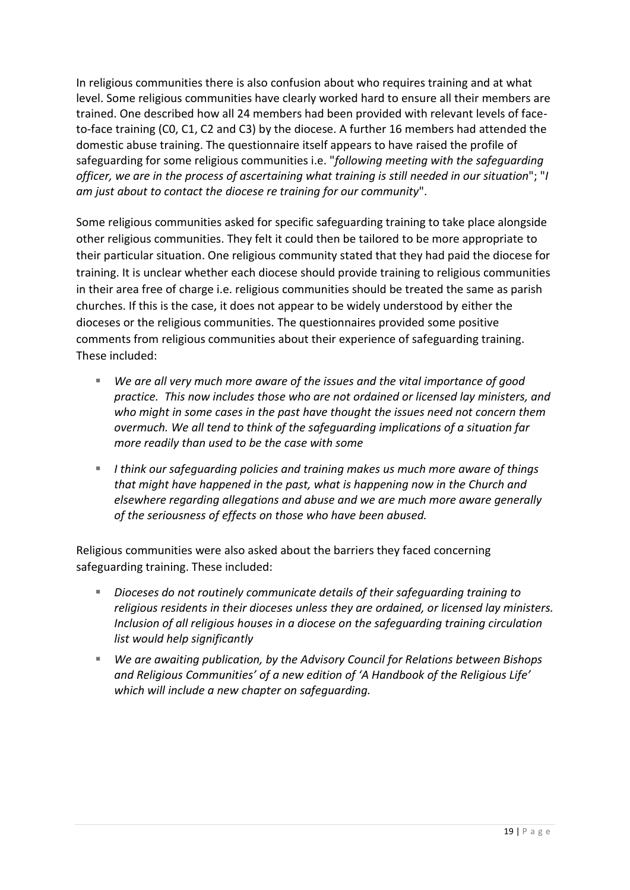In religious communities there is also confusion about who requires training and at what level. Some religious communities have clearly worked hard to ensure all their members are trained. One described how all 24 members had been provided with relevant levels of face-to-face training (C0, C1, C2 and C3) by the diocese. A further 16 members had attended the domestic abuse training. The questionnaire itself appears to have raised the profile of safeguarding for some religious communities i.e. "*following meeting with the safeguarding officer, we are in the process of ascertaining what training is still needed in our situation*"; "*I am just about to contact the diocese re training for our community*".

Some religious communities asked for specific safeguarding training to take place alongside other religious communities. They felt it could then be tailored to be more appropriate to their particular situation. One religious community stated that they had paid the diocese for training. It is unclear whether each diocese should provide training to religious communities in their area free of charge i.e. religious communities should be treated the same as parish churches. If this is the case, it does not appear to be widely understood by either the dioceses or the religious communities. The questionnaires provided some positive comments from religious communities about their experience of safeguarding training. These included:

- *We are all very much more aware of the issues and the vital importance of good practice. This now includes those who are not ordained or licensed lay ministers, and who might in some cases in the past have thought the issues need not concern them overmuch. We all tend to think of the safeguarding implications of a situation far more readily than used to be the case with some*
- *I think our safeguarding policies and training makes us much more aware of things that might have happened in the past, what is happening now in the Church and elsewhere regarding allegations and abuse and we are much more aware generally of the seriousness of effects on those who have been abused.*

Religious communities were also asked about the barriers they faced concerning safeguarding training. These included:

- *Dioceses do not routinely communicate details of their safeguarding training to religious residents in their dioceses unless they are ordained, or licensed lay ministers. Inclusion of all religious houses in a diocese on the safeguarding training circulation list would help significantly*
- *We are awaiting publication, by the Advisory Council for Relations between Bishops and Religious Communities' of a new edition of 'A Handbook of the Religious Life' which will include a new chapter on safeguarding.*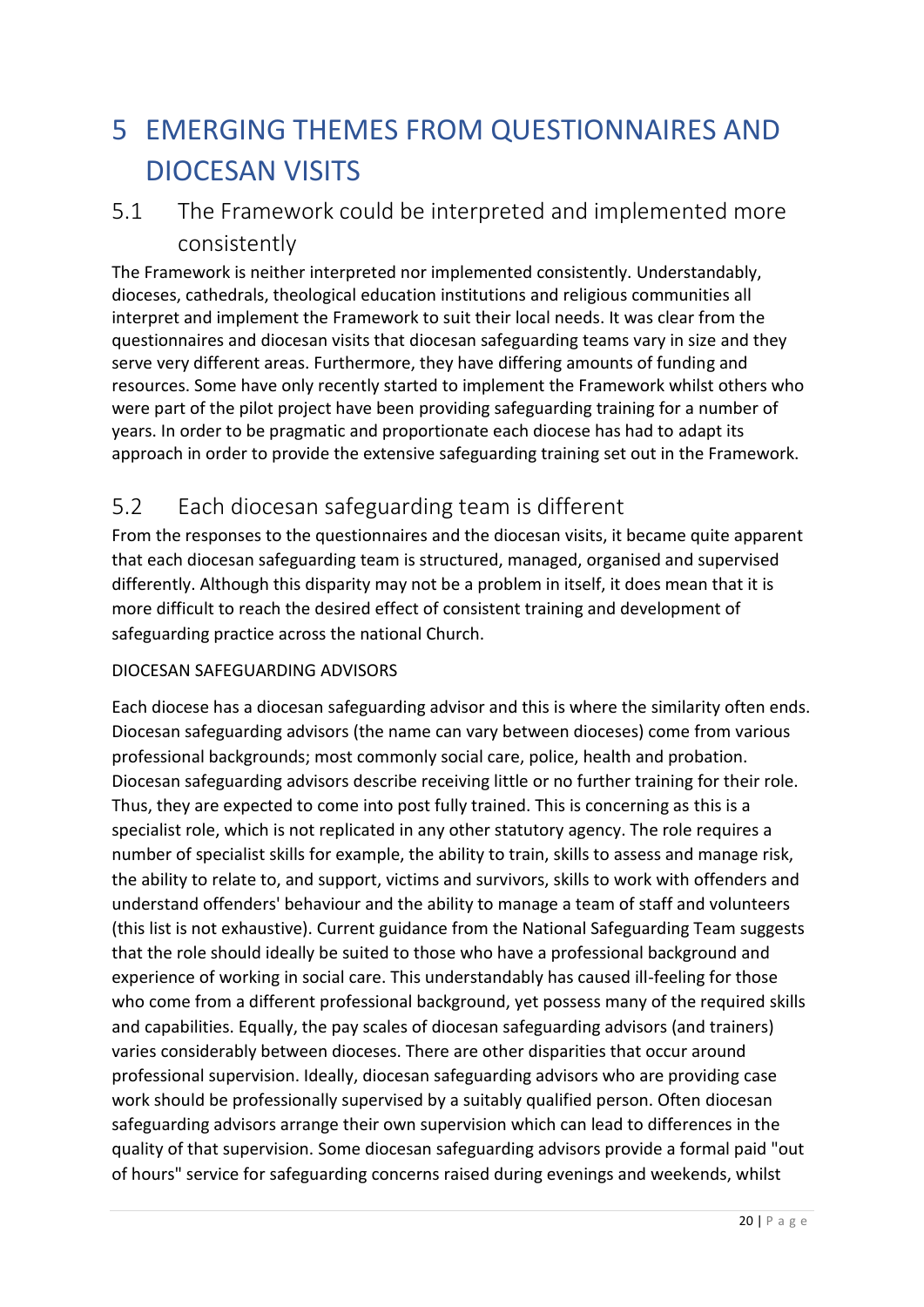# 5 EMERGING THEMES FROM QUESTIONNAIRES AND DIOCESAN VISITS

## 5.1 The Framework could be interpreted and implemented more consistently

The Framework is neither interpreted nor implemented consistently. Understandably, dioceses, cathedrals, theological education institutions and religious communities all interpret and implement the Framework to suit their local needs. It was clear from the questionnaires and diocesan visits that diocesan safeguarding teams vary in size and they serve very different areas. Furthermore, they have differing amounts of funding and resources. Some have only recently started to implement the Framework whilst others who were part of the pilot project have been providing safeguarding training for a number of years. In order to be pragmatic and proportionate each diocese has had to adapt its approach in order to provide the extensive safeguarding training set out in the Framework.

## 5.2 Each diocesan safeguarding team is different

From the responses to the questionnaires and the diocesan visits, it became quite apparent that each diocesan safeguarding team is structured, managed, organised and supervised differently. Although this disparity may not be a problem in itself, it does mean that it is more difficult to reach the desired effect of consistent training and development of safeguarding practice across the national Church.

### DIOCESAN SAFEGUARDING ADVISORS

Each diocese has a diocesan safeguarding advisor and this is where the similarity often ends. Diocesan safeguarding advisors (the name can vary between dioceses) come from various professional backgrounds; most commonly social care, police, health and probation. Diocesan safeguarding advisors describe receiving little or no further training for their role. Thus, they are expected to come into post fully trained. This is concerning as this is a specialist role, which is not replicated in any other statutory agency. The role requires a number of specialist skills for example, the ability to train, skills to assess and manage risk, the ability to relate to, and support, victims and survivors, skills to work with offenders and understand offenders' behaviour and the ability to manage a team of staff and volunteers (this list is not exhaustive). Current guidance from the National Safeguarding Team suggests that the role should ideally be suited to those who have a professional background and experience of working in social care. This understandably has caused ill-feeling for those who come from a different professional background, yet possess many of the required skills and capabilities. Equally, the pay scales of diocesan safeguarding advisors (and trainers) varies considerably between dioceses. There are other disparities that occur around professional supervision. Ideally, diocesan safeguarding advisors who are providing case work should be professionally supervised by a suitably qualified person. Often diocesan safeguarding advisors arrange their own supervision which can lead to differences in the quality of that supervision. Some diocesan safeguarding advisors provide a formal paid "out of hours" service for safeguarding concerns raised during evenings and weekends, whilst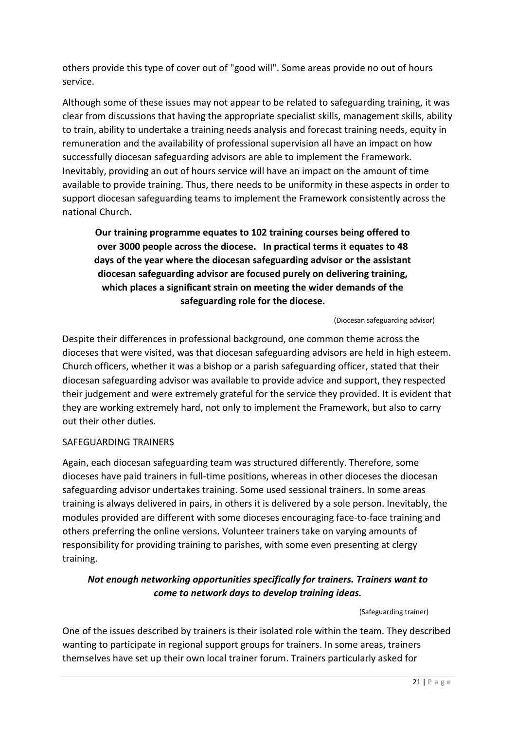others provide this type of cover out of "good will". Some areas provide no out of hours service.

Although some of these issues may not appear to be related to safeguarding training, it was clear from discussions that having the appropriate specialist skills, management skills, ability to train, ability to undertake a training needs analysis and forecast training needs, equity in remuneration and the availability of professional supervision all have an impact on how successfully diocesan safeguarding advisors are able to implement the Framework. Inevitably, providing an out of hours service will have an impact on the amount of time available to provide training. Thus, there needs to be uniformity in these aspects in order to support diocesan safeguarding teams to implement the Framework consistently across the national Church.

> **Our training programme equates to 102 training courses being offered to over 3000 people across the diocese. In practical terms it equates to 48 days of the year where the diocesan safeguarding advisor or the assistant diocesan safeguarding advisor are focused purely on delivering training, which places a significant strain on meeting the wider demands of the safeguarding role for the diocese.**
>
> (Diocesan safeguarding advisor)

Despite their differences in professional background, one common theme across the dioceses that were visited, was that diocesan safeguarding advisors are held in high esteem. Church officers, whether it was a bishop or a parish safeguarding officer, stated that their diocesan safeguarding advisor was available to provide advice and support, they respected their judgement and were extremely grateful for the service they provided. It is evident that they are working extremely hard, not only to implement the Framework, but also to carry out their other duties.

## SAFEGUARDING TRAINERS

Again, each diocesan safeguarding team was structured differently. Therefore, some dioceses have paid trainers in full-time positions, whereas in other dioceses the diocesan safeguarding advisor undertakes training. Some used sessional trainers. In some areas training is always delivered in pairs, in others it is delivered by a sole person. Inevitably, the modules provided are different with some dioceses encouraging face-to-face training and others preferring the online versions. Volunteer trainers take on varying amounts of responsibility for providing training to parishes, with some even presenting at clergy training.

> ***Not enough networking opportunities specifically for trainers. Trainers want to come to network days to develop training ideas.***
>
> (Safeguarding trainer)

One of the issues described by trainers is their isolated role within the team. They described wanting to participate in regional support groups for trainers. In some areas, trainers themselves have set up their own local trainer forum. Trainers particularly asked for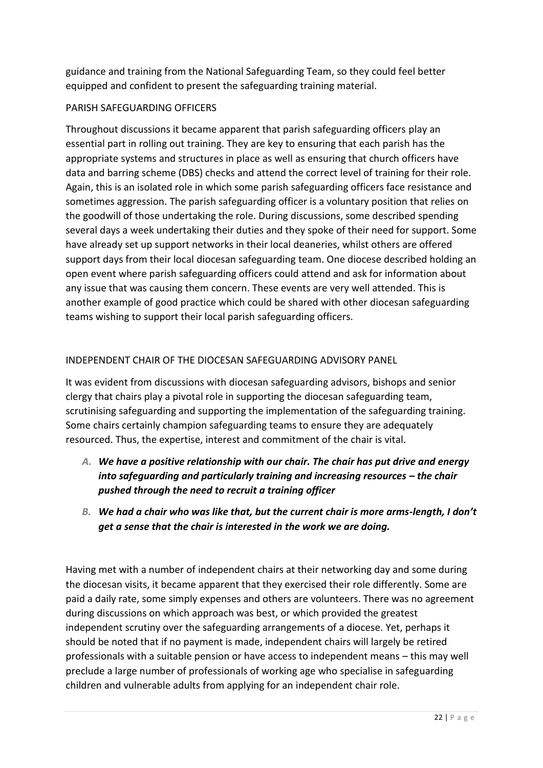guidance and training from the National Safeguarding Team, so they could feel better equipped and confident to present the safeguarding training material.

### PARISH SAFEGUARDING OFFICERS

Throughout discussions it became apparent that parish safeguarding officers play an essential part in rolling out training. They are key to ensuring that each parish has the appropriate systems and structures in place as well as ensuring that church officers have data and barring scheme (DBS) checks and attend the correct level of training for their role. Again, this is an isolated role in which some parish safeguarding officers face resistance and sometimes aggression. The parish safeguarding officer is a voluntary position that relies on the goodwill of those undertaking the role. During discussions, some described spending several days a week undertaking their duties and they spoke of their need for support. Some have already set up support networks in their local deaneries, whilst others are offered support days from their local diocesan safeguarding team. One diocese described holding an open event where parish safeguarding officers could attend and ask for information about any issue that was causing them concern. These events are very well attended. This is another example of good practice which could be shared with other diocesan safeguarding teams wishing to support their local parish safeguarding officers.

### INDEPENDENT CHAIR OF THE DIOCESAN SAFEGUARDING ADVISORY PANEL

It was evident from discussions with diocesan safeguarding advisors, bishops and senior clergy that chairs play a pivotal role in supporting the diocesan safeguarding team, scrutinising safeguarding and supporting the implementation of the safeguarding training. Some chairs certainly champion safeguarding teams to ensure they are adequately resourced. Thus, the expertise, interest and commitment of the chair is vital.

A. ***We have a positive relationship with our chair. The chair has put drive and energy into safeguarding and particularly training and increasing resources – the chair pushed through the need to recruit a training officer***

B. ***We had a chair who was like that, but the current chair is more arms-length, I don't get a sense that the chair is interested in the work we are doing.***

Having met with a number of independent chairs at their networking day and some during the diocesan visits, it became apparent that they exercised their role differently. Some are paid a daily rate, some simply expenses and others are volunteers. There was no agreement during discussions on which approach was best, or which provided the greatest independent scrutiny over the safeguarding arrangements of a diocese. Yet, perhaps it should be noted that if no payment is made, independent chairs will largely be retired professionals with a suitable pension or have access to independent means – this may well preclude a large number of professionals of working age who specialise in safeguarding children and vulnerable adults from applying for an independent chair role.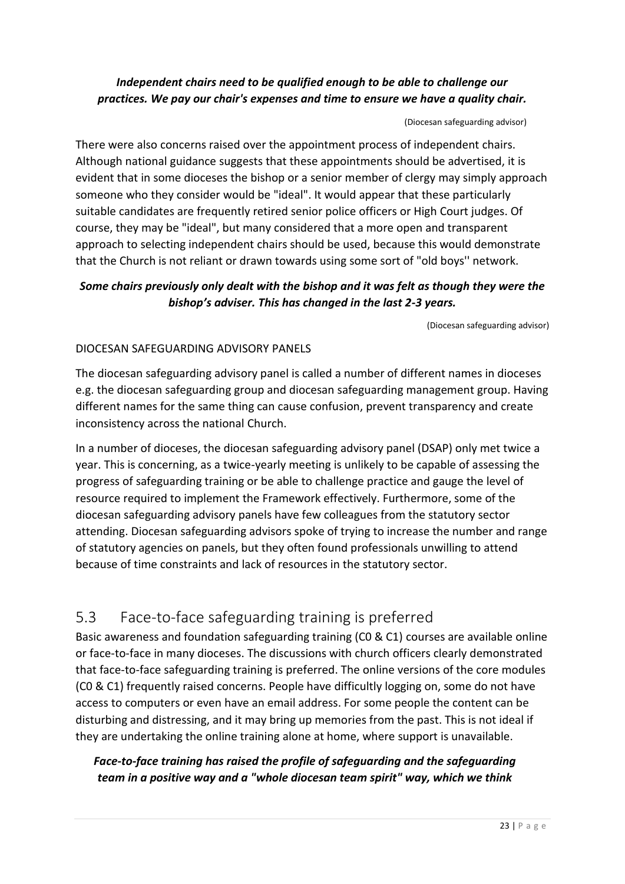***Independent chairs need to be qualified enough to be able to challenge our practices. We pay our chair's expenses and time to ensure we have a quality chair.***

(Diocesan safeguarding advisor)

There were also concerns raised over the appointment process of independent chairs. Although national guidance suggests that these appointments should be advertised, it is evident that in some dioceses the bishop or a senior member of clergy may simply approach someone who they consider would be "ideal". It would appear that these particularly suitable candidates are frequently retired senior police officers or High Court judges. Of course, they may be "ideal", but many considered that a more open and transparent approach to selecting independent chairs should be used, because this would demonstrate that the Church is not reliant or drawn towards using some sort of "old boys'' network.

***Some chairs previously only dealt with the bishop and it was felt as though they were the bishop's adviser. This has changed in the last 2-3 years.***

(Diocesan safeguarding advisor)

DIOCESAN SAFEGUARDING ADVISORY PANELS

The diocesan safeguarding advisory panel is called a number of different names in dioceses e.g. the diocesan safeguarding group and diocesan safeguarding management group. Having different names for the same thing can cause confusion, prevent transparency and create inconsistency across the national Church.

In a number of dioceses, the diocesan safeguarding advisory panel (DSAP) only met twice a year. This is concerning, as a twice-yearly meeting is unlikely to be capable of assessing the progress of safeguarding training or be able to challenge practice and gauge the level of resource required to implement the Framework effectively. Furthermore, some of the diocesan safeguarding advisory panels have few colleagues from the statutory sector attending. Diocesan safeguarding advisors spoke of trying to increase the number and range of statutory agencies on panels, but they often found professionals unwilling to attend because of time constraints and lack of resources in the statutory sector.

## 5.3 Face-to-face safeguarding training is preferred

Basic awareness and foundation safeguarding training (C0 & C1) courses are available online or face-to-face in many dioceses. The discussions with church officers clearly demonstrated that face-to-face safeguarding training is preferred. The online versions of the core modules (C0 & C1) frequently raised concerns. People have difficultly logging on, some do not have access to computers or even have an email address. For some people the content can be disturbing and distressing, and it may bring up memories from the past. This is not ideal if they are undertaking the online training alone at home, where support is unavailable.

***Face-to-face training has raised the profile of safeguarding and the safeguarding team in a positive way and a "whole diocesan team spirit" way, which we think***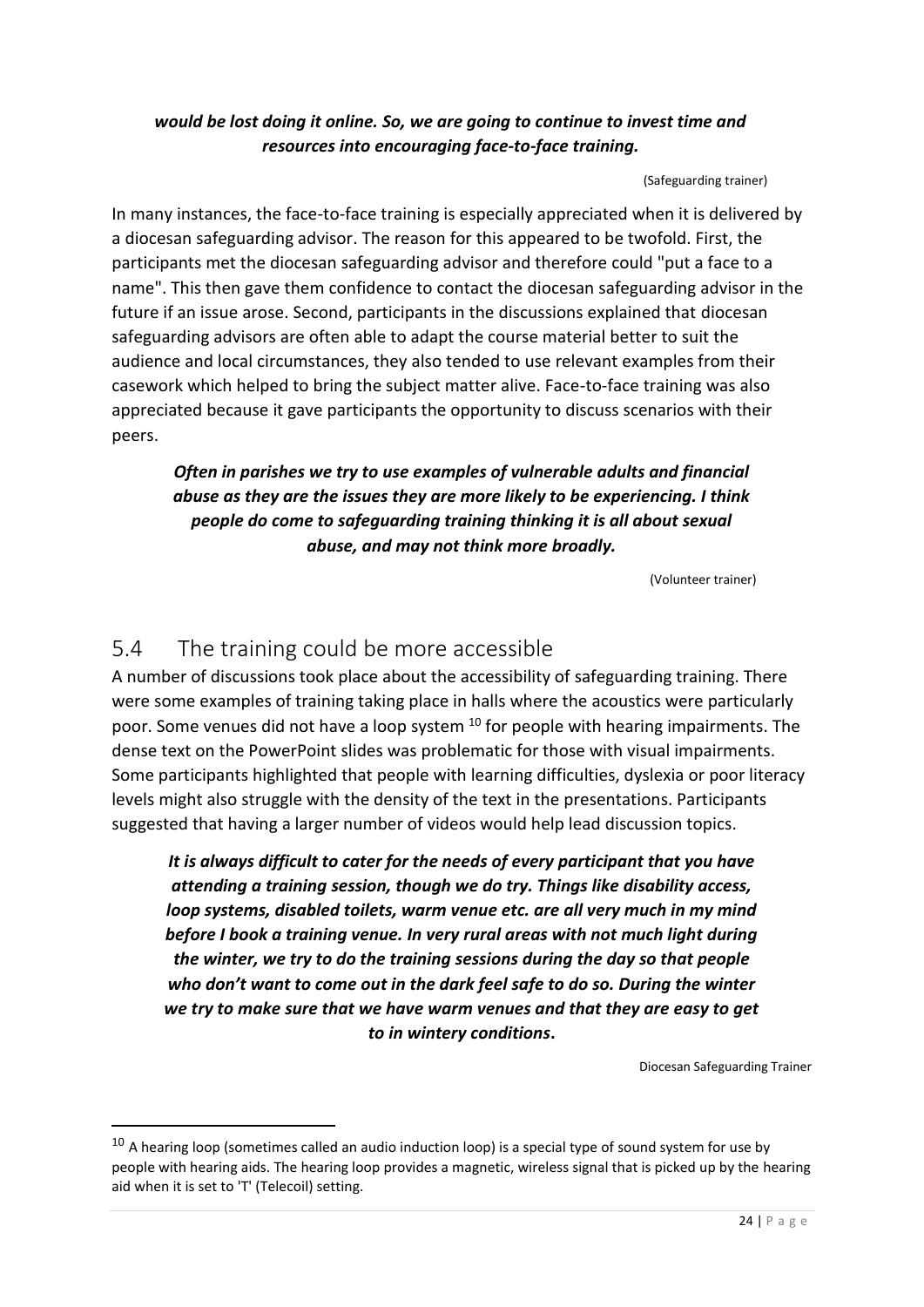***would be lost doing it online. So, we are going to continue to invest time and resources into encouraging face-to-face training.***

(Safeguarding trainer)

In many instances, the face-to-face training is especially appreciated when it is delivered by a diocesan safeguarding advisor. The reason for this appeared to be twofold. First, the participants met the diocesan safeguarding advisor and therefore could "put a face to a name". This then gave them confidence to contact the diocesan safeguarding advisor in the future if an issue arose. Second, participants in the discussions explained that diocesan safeguarding advisors are often able to adapt the course material better to suit the audience and local circumstances, they also tended to use relevant examples from their casework which helped to bring the subject matter alive. Face-to-face training was also appreciated because it gave participants the opportunity to discuss scenarios with their peers.

***Often in parishes we try to use examples of vulnerable adults and financial abuse as they are the issues they are more likely to be experiencing. I think people do come to safeguarding training thinking it is all about sexual abuse, and may not think more broadly.***

(Volunteer trainer)

## 5.4 The training could be more accessible

A number of discussions took place about the accessibility of safeguarding training. There were some examples of training taking place in halls where the acoustics were particularly poor. Some venues did not have a loop system [10] for people with hearing impairments. The dense text on the PowerPoint slides was problematic for those with visual impairments. Some participants highlighted that people with learning difficulties, dyslexia or poor literacy levels might also struggle with the density of the text in the presentations. Participants suggested that having a larger number of videos would help lead discussion topics.

***It is always difficult to cater for the needs of every participant that you have attending a training session, though we do try. Things like disability access, loop systems, disabled toilets, warm venue etc. are all very much in my mind before I book a training venue. In very rural areas with not much light during the winter, we try to do the training sessions during the day so that people who don't want to come out in the dark feel safe to do so. During the winter we try to make sure that we have warm venues and that they are easy to get to in wintery conditions.***

Diocesan Safeguarding Trainer

[10] A hearing loop (sometimes called an audio induction loop) is a special type of sound system for use by people with hearing aids. The hearing loop provides a magnetic, wireless signal that is picked up by the hearing aid when it is set to 'T' (Telecoil) setting.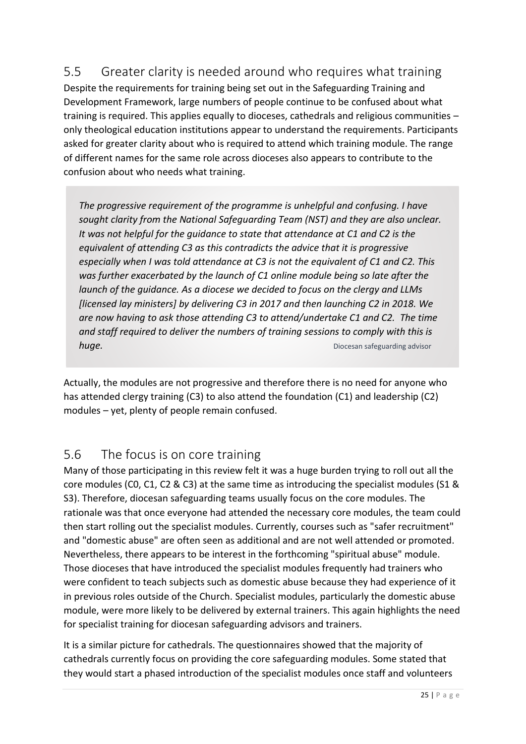## 5.5 Greater clarity is needed around who requires what training

Despite the requirements for training being set out in the Safeguarding Training and Development Framework, large numbers of people continue to be confused about what training is required. This applies equally to dioceses, cathedrals and religious communities – only theological education institutions appear to understand the requirements. Participants asked for greater clarity about who is required to attend which training module. The range of different names for the same role across dioceses also appears to contribute to the confusion about who needs what training.

> *The progressive requirement of the programme is unhelpful and confusing. I have sought clarity from the National Safeguarding Team (NST) and they are also unclear. It was not helpful for the guidance to state that attendance at C1 and C2 is the equivalent of attending C3 as this contradicts the advice that it is progressive especially when I was told attendance at C3 is not the equivalent of C1 and C2. This was further exacerbated by the launch of C1 online module being so late after the launch of the guidance. As a diocese we decided to focus on the clergy and LLMs [licensed lay ministers] by delivering C3 in 2017 and then launching C2 in 2018. We are now having to ask those attending C3 to attend/undertake C1 and C2. The time and staff required to deliver the numbers of training sessions to comply with this is huge.*
>
> Diocesan safeguarding advisor

Actually, the modules are not progressive and therefore there is no need for anyone who has attended clergy training (C3) to also attend the foundation (C1) and leadership (C2) modules – yet, plenty of people remain confused.

## 5.6 The focus is on core training

Many of those participating in this review felt it was a huge burden trying to roll out all the core modules (C0, C1, C2 & C3) at the same time as introducing the specialist modules (S1 & S3). Therefore, diocesan safeguarding teams usually focus on the core modules. The rationale was that once everyone had attended the necessary core modules, the team could then start rolling out the specialist modules. Currently, courses such as "safer recruitment" and "domestic abuse" are often seen as additional and are not well attended or promoted. Nevertheless, there appears to be interest in the forthcoming "spiritual abuse" module. Those dioceses that have introduced the specialist modules frequently had trainers who were confident to teach subjects such as domestic abuse because they had experience of it in previous roles outside of the Church. Specialist modules, particularly the domestic abuse module, were more likely to be delivered by external trainers. This again highlights the need for specialist training for diocesan safeguarding advisors and trainers.

It is a similar picture for cathedrals. The questionnaires showed that the majority of cathedrals currently focus on providing the core safeguarding modules. Some stated that they would start a phased introduction of the specialist modules once staff and volunteers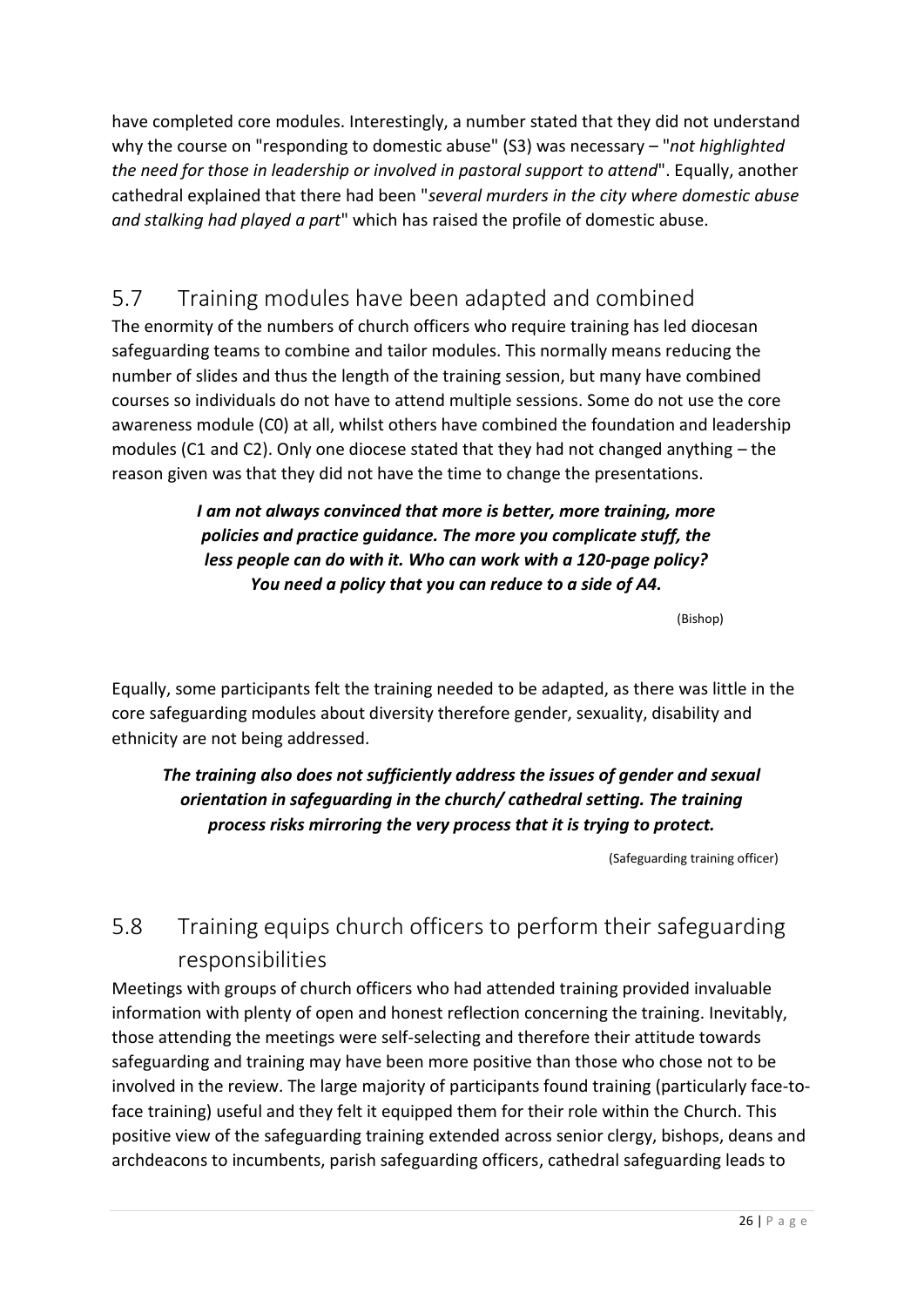have completed core modules. Interestingly, a number stated that they did not understand why the course on "responding to domestic abuse" (S3) was necessary – "*not highlighted the need for those in leadership or involved in pastoral support to attend*". Equally, another cathedral explained that there had been "*several murders in the city where domestic abuse and stalking had played a part*" which has raised the profile of domestic abuse.

## 5.7 Training modules have been adapted and combined

The enormity of the numbers of church officers who require training has led diocesan safeguarding teams to combine and tailor modules. This normally means reducing the number of slides and thus the length of the training session, but many have combined courses so individuals do not have to attend multiple sessions. Some do not use the core awareness module (C0) at all, whilst others have combined the foundation and leadership modules (C1 and C2). Only one diocese stated that they had not changed anything – the reason given was that they did not have the time to change the presentations.

> ***I am not always convinced that more is better, more training, more policies and practice guidance. The more you complicate stuff, the less people can do with it. Who can work with a 120-page policy? You need a policy that you can reduce to a side of A4.***
>
> (Bishop)

Equally, some participants felt the training needed to be adapted, as there was little in the core safeguarding modules about diversity therefore gender, sexuality, disability and ethnicity are not being addressed.

> ***The training also does not sufficiently address the issues of gender and sexual orientation in safeguarding in the church/ cathedral setting. The training process risks mirroring the very process that it is trying to protect.***
>
> (Safeguarding training officer)

## 5.8 Training equips church officers to perform their safeguarding responsibilities

Meetings with groups of church officers who had attended training provided invaluable information with plenty of open and honest reflection concerning the training. Inevitably, those attending the meetings were self-selecting and therefore their attitude towards safeguarding and training may have been more positive than those who chose not to be involved in the review. The large majority of participants found training (particularly face-to-face training) useful and they felt it equipped them for their role within the Church. This positive view of the safeguarding training extended across senior clergy, bishops, deans and archdeacons to incumbents, parish safeguarding officers, cathedral safeguarding leads to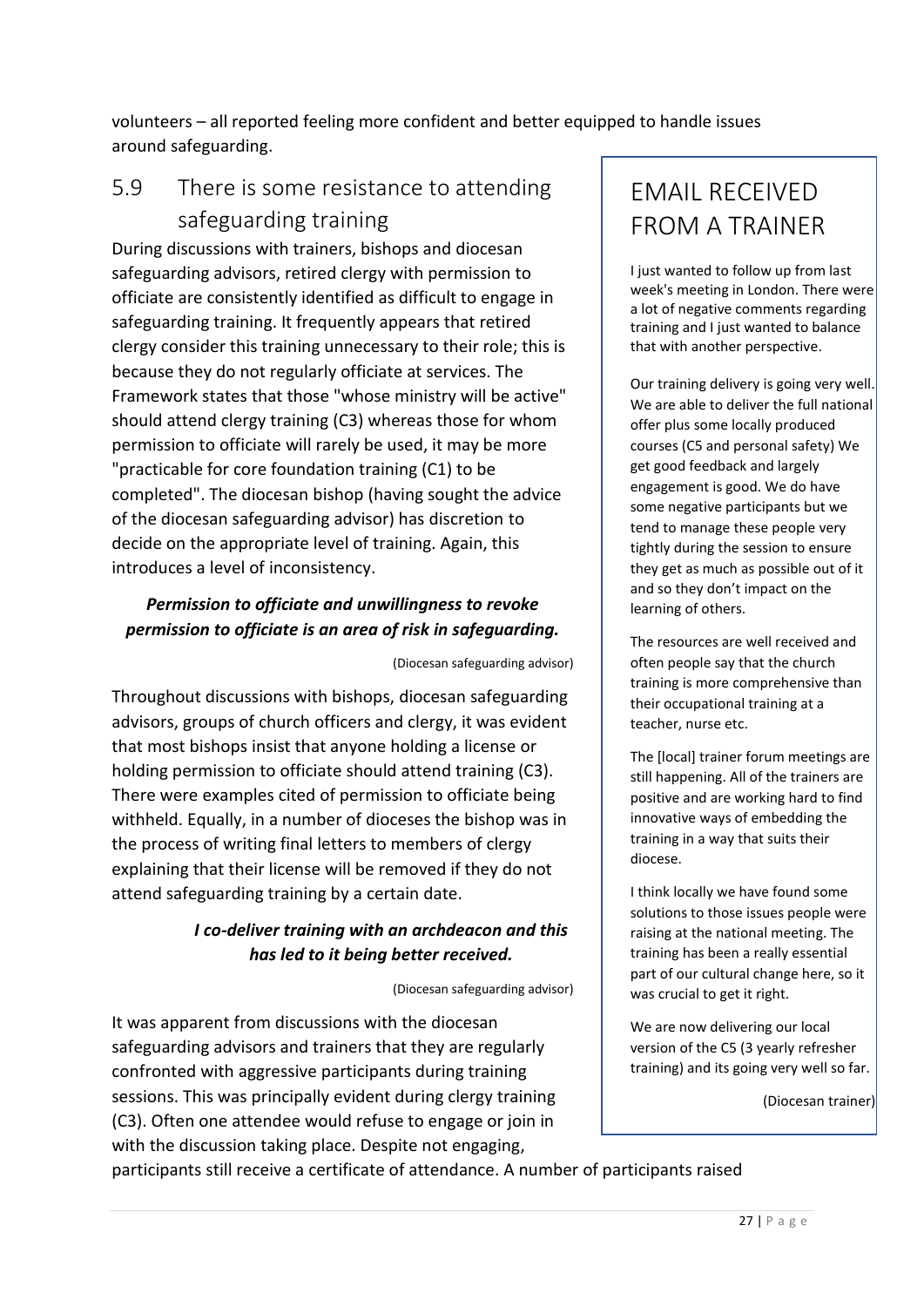volunteers – all reported feeling more confident and better equipped to handle issues around safeguarding.

## 5.9 There is some resistance to attending safeguarding training

During discussions with trainers, bishops and diocesan safeguarding advisors, retired clergy with permission to officiate are consistently identified as difficult to engage in safeguarding training. It frequently appears that retired clergy consider this training unnecessary to their role; this is because they do not regularly officiate at services. The Framework states that those "whose ministry will be active" should attend clergy training (C3) whereas those for whom permission to officiate will rarely be used, it may be more "practicable for core foundation training (C1) to be completed". The diocesan bishop (having sought the advice of the diocesan safeguarding advisor) has discretion to decide on the appropriate level of training. Again, this introduces a level of inconsistency.

***Permission to officiate and unwillingness to revoke permission to officiate is an area of risk in safeguarding.***

(Diocesan safeguarding advisor)

Throughout discussions with bishops, diocesan safeguarding advisors, groups of church officers and clergy, it was evident that most bishops insist that anyone holding a license or holding permission to officiate should attend training (C3). There were examples cited of permission to officiate being withheld. Equally, in a number of dioceses the bishop was in the process of writing final letters to members of clergy explaining that their license will be removed if they do not attend safeguarding training by a certain date.

***I co-deliver training with an archdeacon and this has led to it being better received.***

(Diocesan safeguarding advisor)

It was apparent from discussions with the diocesan safeguarding advisors and trainers that they are regularly confronted with aggressive participants during training sessions. This was principally evident during clergy training (C3). Often one attendee would refuse to engage or join in with the discussion taking place. Despite not engaging, participants still receive a certificate of attendance. A number of participants raised

### EMAIL RECEIVED FROM A TRAINER

I just wanted to follow up from last week's meeting in London. There were a lot of negative comments regarding training and I just wanted to balance that with another perspective.

Our training delivery is going very well. We are able to deliver the full national offer plus some locally produced courses (C5 and personal safety) We get good feedback and largely engagement is good. We do have some negative participants but we tend to manage these people very tightly during the session to ensure they get as much as possible out of it and so they don't impact on the learning of others.

The resources are well received and often people say that the church training is more comprehensive than their occupational training at a teacher, nurse etc.

The [local] trainer forum meetings are still happening. All of the trainers are positive and are working hard to find innovative ways of embedding the training in a way that suits their diocese.

I think locally we have found some solutions to those issues people were raising at the national meeting. The training has been a really essential part of our cultural change here, so it was crucial to get it right.

We are now delivering our local version of the C5 (3 yearly refresher training) and its going very well so far.

(Diocesan trainer)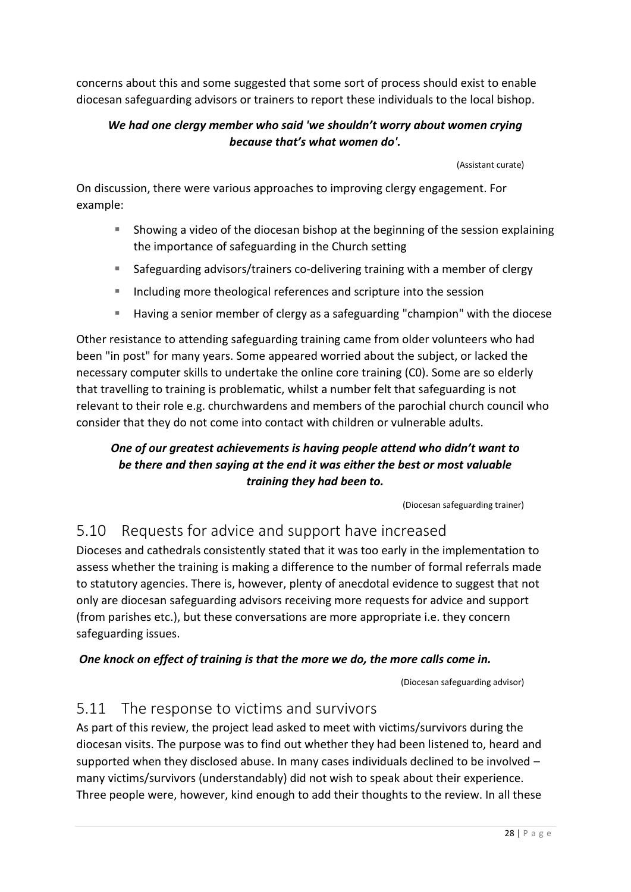concerns about this and some suggested that some sort of process should exist to enable diocesan safeguarding advisors or trainers to report these individuals to the local bishop.

***We had one clergy member who said 'we shouldn't worry about women crying because that's what women do'.***

(Assistant curate)

On discussion, there were various approaches to improving clergy engagement. For example:

- Showing a video of the diocesan bishop at the beginning of the session explaining the importance of safeguarding in the Church setting
- Safeguarding advisors/trainers co-delivering training with a member of clergy
- Including more theological references and scripture into the session
- Having a senior member of clergy as a safeguarding "champion" with the diocese

Other resistance to attending safeguarding training came from older volunteers who had been "in post" for many years. Some appeared worried about the subject, or lacked the necessary computer skills to undertake the online core training (C0). Some are so elderly that travelling to training is problematic, whilst a number felt that safeguarding is not relevant to their role e.g. churchwardens and members of the parochial church council who consider that they do not come into contact with children or vulnerable adults.

***One of our greatest achievements is having people attend who didn't want to be there and then saying at the end it was either the best or most valuable training they had been to.***

(Diocesan safeguarding trainer)

## 5.10 Requests for advice and support have increased

Dioceses and cathedrals consistently stated that it was too early in the implementation to assess whether the training is making a difference to the number of formal referrals made to statutory agencies. There is, however, plenty of anecdotal evidence to suggest that not only are diocesan safeguarding advisors receiving more requests for advice and support (from parishes etc.), but these conversations are more appropriate i.e. they concern safeguarding issues.

***One knock on effect of training is that the more we do, the more calls come in.***

(Diocesan safeguarding advisor)

## 5.11 The response to victims and survivors

As part of this review, the project lead asked to meet with victims/survivors during the diocesan visits. The purpose was to find out whether they had been listened to, heard and supported when they disclosed abuse. In many cases individuals declined to be involved – many victims/survivors (understandably) did not wish to speak about their experience. Three people were, however, kind enough to add their thoughts to the review. In all these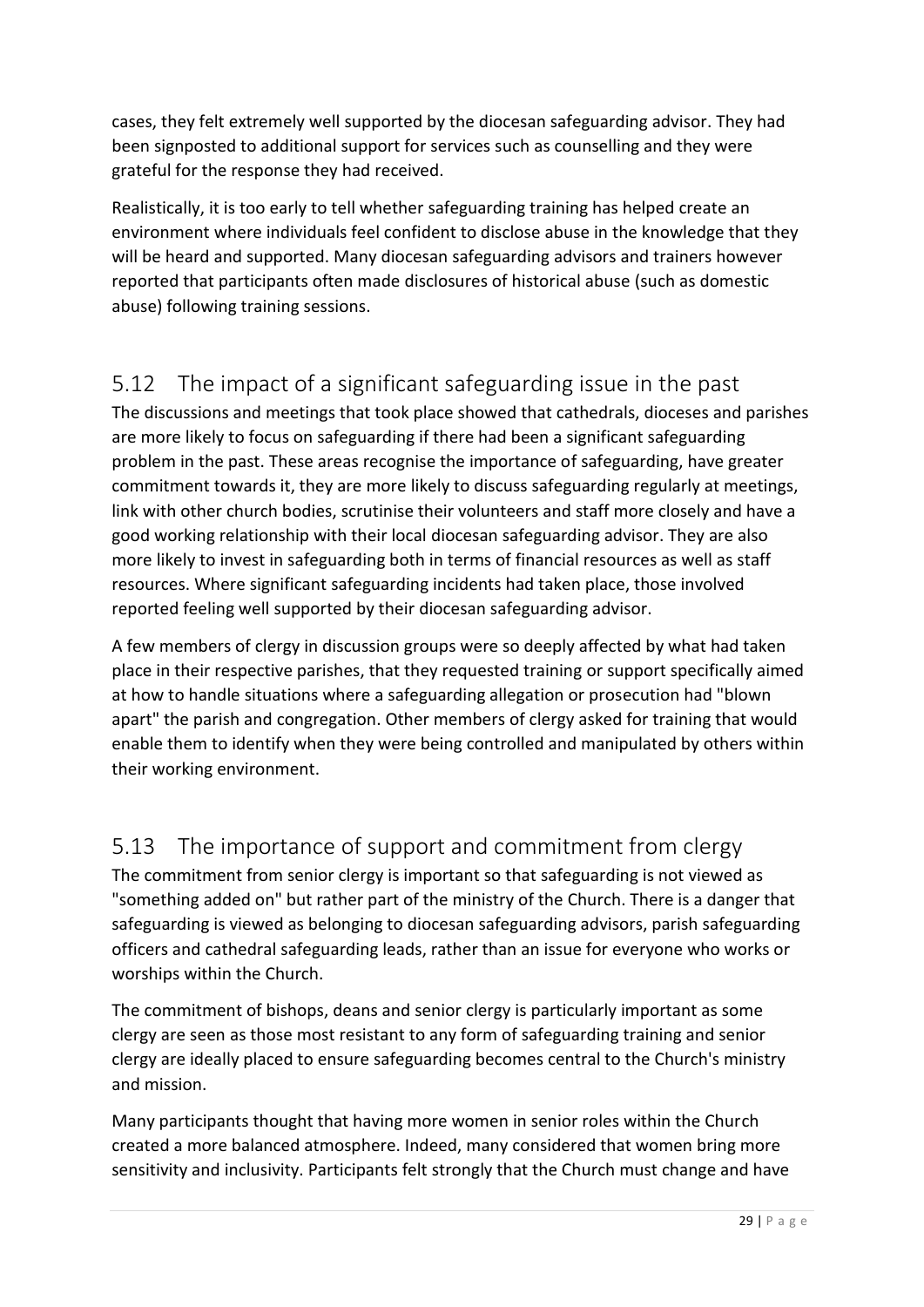cases, they felt extremely well supported by the diocesan safeguarding advisor. They had been signposted to additional support for services such as counselling and they were grateful for the response they had received.

Realistically, it is too early to tell whether safeguarding training has helped create an environment where individuals feel confident to disclose abuse in the knowledge that they will be heard and supported. Many diocesan safeguarding advisors and trainers however reported that participants often made disclosures of historical abuse (such as domestic abuse) following training sessions.

## 5.12 The impact of a significant safeguarding issue in the past

The discussions and meetings that took place showed that cathedrals, dioceses and parishes are more likely to focus on safeguarding if there had been a significant safeguarding problem in the past. These areas recognise the importance of safeguarding, have greater commitment towards it, they are more likely to discuss safeguarding regularly at meetings, link with other church bodies, scrutinise their volunteers and staff more closely and have a good working relationship with their local diocesan safeguarding advisor. They are also more likely to invest in safeguarding both in terms of financial resources as well as staff resources. Where significant safeguarding incidents had taken place, those involved reported feeling well supported by their diocesan safeguarding advisor.

A few members of clergy in discussion groups were so deeply affected by what had taken place in their respective parishes, that they requested training or support specifically aimed at how to handle situations where a safeguarding allegation or prosecution had "blown apart" the parish and congregation. Other members of clergy asked for training that would enable them to identify when they were being controlled and manipulated by others within their working environment.

## 5.13 The importance of support and commitment from clergy

The commitment from senior clergy is important so that safeguarding is not viewed as "something added on" but rather part of the ministry of the Church. There is a danger that safeguarding is viewed as belonging to diocesan safeguarding advisors, parish safeguarding officers and cathedral safeguarding leads, rather than an issue for everyone who works or worships within the Church.

The commitment of bishops, deans and senior clergy is particularly important as some clergy are seen as those most resistant to any form of safeguarding training and senior clergy are ideally placed to ensure safeguarding becomes central to the Church's ministry and mission.

Many participants thought that having more women in senior roles within the Church created a more balanced atmosphere. Indeed, many considered that women bring more sensitivity and inclusivity. Participants felt strongly that the Church must change and have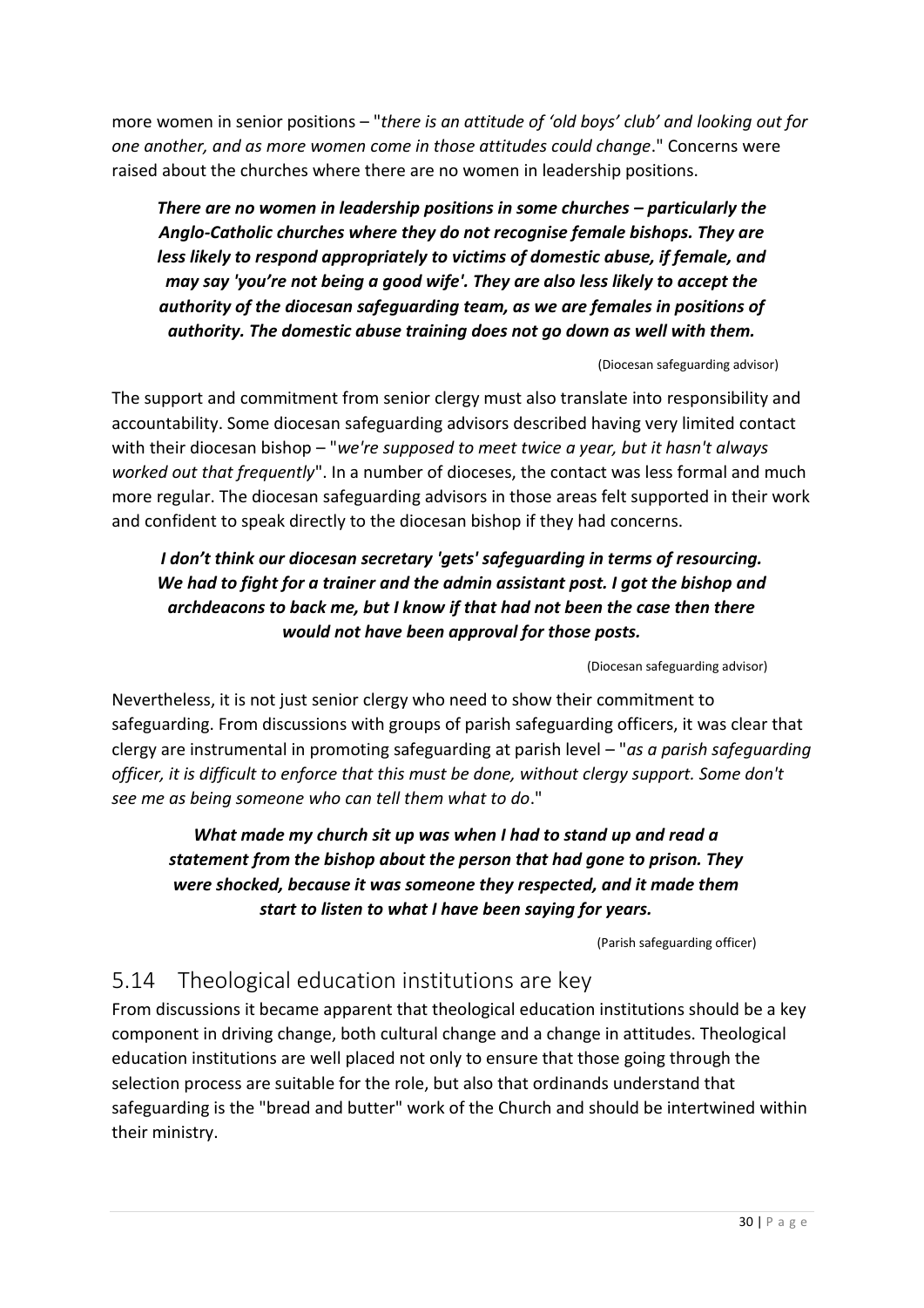more women in senior positions – "*there is an attitude of 'old boys' club' and looking out for one another, and as more women come in those attitudes could change*." Concerns were raised about the churches where there are no women in leadership positions.

> ***There are no women in leadership positions in some churches – particularly the Anglo-Catholic churches where they do not recognise female bishops. They are less likely to respond appropriately to victims of domestic abuse, if female, and may say 'you're not being a good wife'. They are also less likely to accept the authority of the diocesan safeguarding team, as we are females in positions of authority. The domestic abuse training does not go down as well with them.***
>
> (Diocesan safeguarding advisor)

The support and commitment from senior clergy must also translate into responsibility and accountability. Some diocesan safeguarding advisors described having very limited contact with their diocesan bishop – "*we're supposed to meet twice a year, but it hasn't always worked out that frequently*". In a number of dioceses, the contact was less formal and much more regular. The diocesan safeguarding advisors in those areas felt supported in their work and confident to speak directly to the diocesan bishop if they had concerns.

> ***I don't think our diocesan secretary 'gets' safeguarding in terms of resourcing. We had to fight for a trainer and the admin assistant post. I got the bishop and archdeacons to back me, but I know if that had not been the case then there would not have been approval for those posts.***
>
> (Diocesan safeguarding advisor)

Nevertheless, it is not just senior clergy who need to show their commitment to safeguarding. From discussions with groups of parish safeguarding officers, it was clear that clergy are instrumental in promoting safeguarding at parish level – "*as a parish safeguarding officer, it is difficult to enforce that this must be done, without clergy support. Some don't see me as being someone who can tell them what to do*."

> ***What made my church sit up was when I had to stand up and read a statement from the bishop about the person that had gone to prison. They were shocked, because it was someone they respected, and it made them start to listen to what I have been saying for years.***
>
> (Parish safeguarding officer)

## 5.14 Theological education institutions are key

From discussions it became apparent that theological education institutions should be a key component in driving change, both cultural change and a change in attitudes. Theological education institutions are well placed not only to ensure that those going through the selection process are suitable for the role, but also that ordinands understand that safeguarding is the "bread and butter" work of the Church and should be intertwined within their ministry.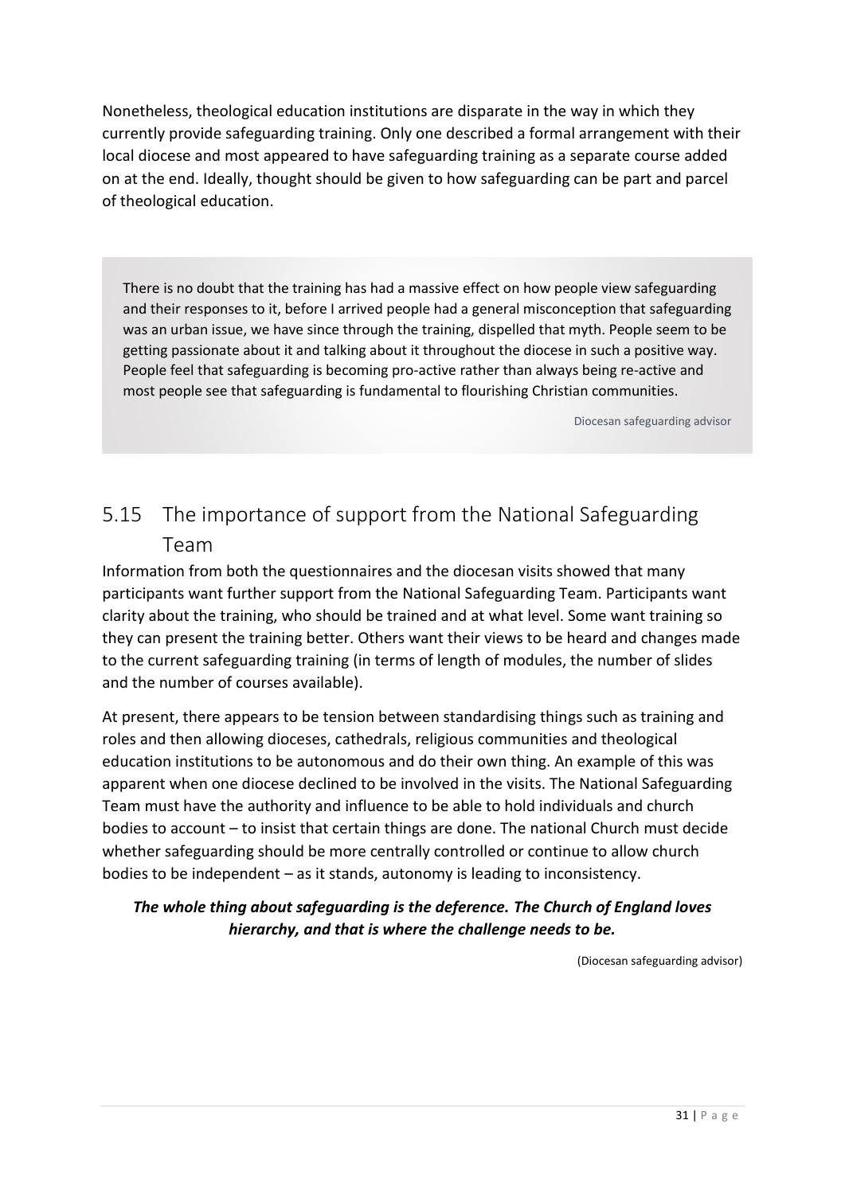Nonetheless, theological education institutions are disparate in the way in which they currently provide safeguarding training. Only one described a formal arrangement with their local diocese and most appeared to have safeguarding training as a separate course added on at the end. Ideally, thought should be given to how safeguarding can be part and parcel of theological education.

> There is no doubt that the training has had a massive effect on how people view safeguarding and their responses to it, before I arrived people had a general misconception that safeguarding was an urban issue, we have since through the training, dispelled that myth. People seem to be getting passionate about it and talking about it throughout the diocese in such a positive way. People feel that safeguarding is becoming pro-active rather than always being re-active and most people see that safeguarding is fundamental to flourishing Christian communities.
>
> Diocesan safeguarding advisor

## 5.15 The importance of support from the National Safeguarding Team

Information from both the questionnaires and the diocesan visits showed that many participants want further support from the National Safeguarding Team. Participants want clarity about the training, who should be trained and at what level. Some want training so they can present the training better. Others want their views to be heard and changes made to the current safeguarding training (in terms of length of modules, the number of slides and the number of courses available).

At present, there appears to be tension between standardising things such as training and roles and then allowing dioceses, cathedrals, religious communities and theological education institutions to be autonomous and do their own thing. An example of this was apparent when one diocese declined to be involved in the visits. The National Safeguarding Team must have the authority and influence to be able to hold individuals and church bodies to account – to insist that certain things are done. The national Church must decide whether safeguarding should be more centrally controlled or continue to allow church bodies to be independent – as it stands, autonomy is leading to inconsistency.

***The whole thing about safeguarding is the deference. The Church of England loves hierarchy, and that is where the challenge needs to be.***

(Diocesan safeguarding advisor)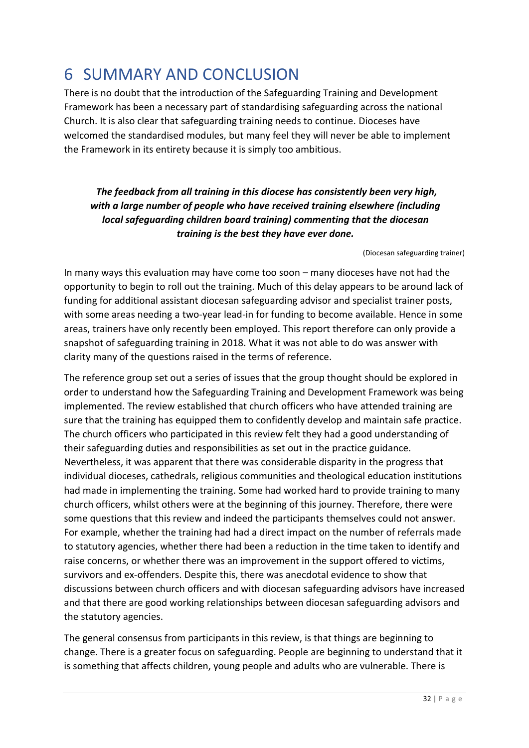# 6 SUMMARY AND CONCLUSION

There is no doubt that the introduction of the Safeguarding Training and Development Framework has been a necessary part of standardising safeguarding across the national Church. It is also clear that safeguarding training needs to continue. Dioceses have welcomed the standardised modules, but many feel they will never be able to implement the Framework in its entirety because it is simply too ambitious.

***The feedback from all training in this diocese has consistently been very high, with a large number of people who have received training elsewhere (including local safeguarding children board training) commenting that the diocesan training is the best they have ever done.***

(Diocesan safeguarding trainer)

In many ways this evaluation may have come too soon – many dioceses have not had the opportunity to begin to roll out the training. Much of this delay appears to be around lack of funding for additional assistant diocesan safeguarding advisor and specialist trainer posts, with some areas needing a two-year lead-in for funding to become available. Hence in some areas, trainers have only recently been employed. This report therefore can only provide a snapshot of safeguarding training in 2018. What it was not able to do was answer with clarity many of the questions raised in the terms of reference.

The reference group set out a series of issues that the group thought should be explored in order to understand how the Safeguarding Training and Development Framework was being implemented. The review established that church officers who have attended training are sure that the training has equipped them to confidently develop and maintain safe practice. The church officers who participated in this review felt they had a good understanding of their safeguarding duties and responsibilities as set out in the practice guidance. Nevertheless, it was apparent that there was considerable disparity in the progress that individual dioceses, cathedrals, religious communities and theological education institutions had made in implementing the training. Some had worked hard to provide training to many church officers, whilst others were at the beginning of this journey. Therefore, there were some questions that this review and indeed the participants themselves could not answer. For example, whether the training had had a direct impact on the number of referrals made to statutory agencies, whether there had been a reduction in the time taken to identify and raise concerns, or whether there was an improvement in the support offered to victims, survivors and ex-offenders. Despite this, there was anecdotal evidence to show that discussions between church officers and with diocesan safeguarding advisors have increased and that there are good working relationships between diocesan safeguarding advisors and the statutory agencies.

The general consensus from participants in this review, is that things are beginning to change. There is a greater focus on safeguarding. People are beginning to understand that it is something that affects children, young people and adults who are vulnerable. There is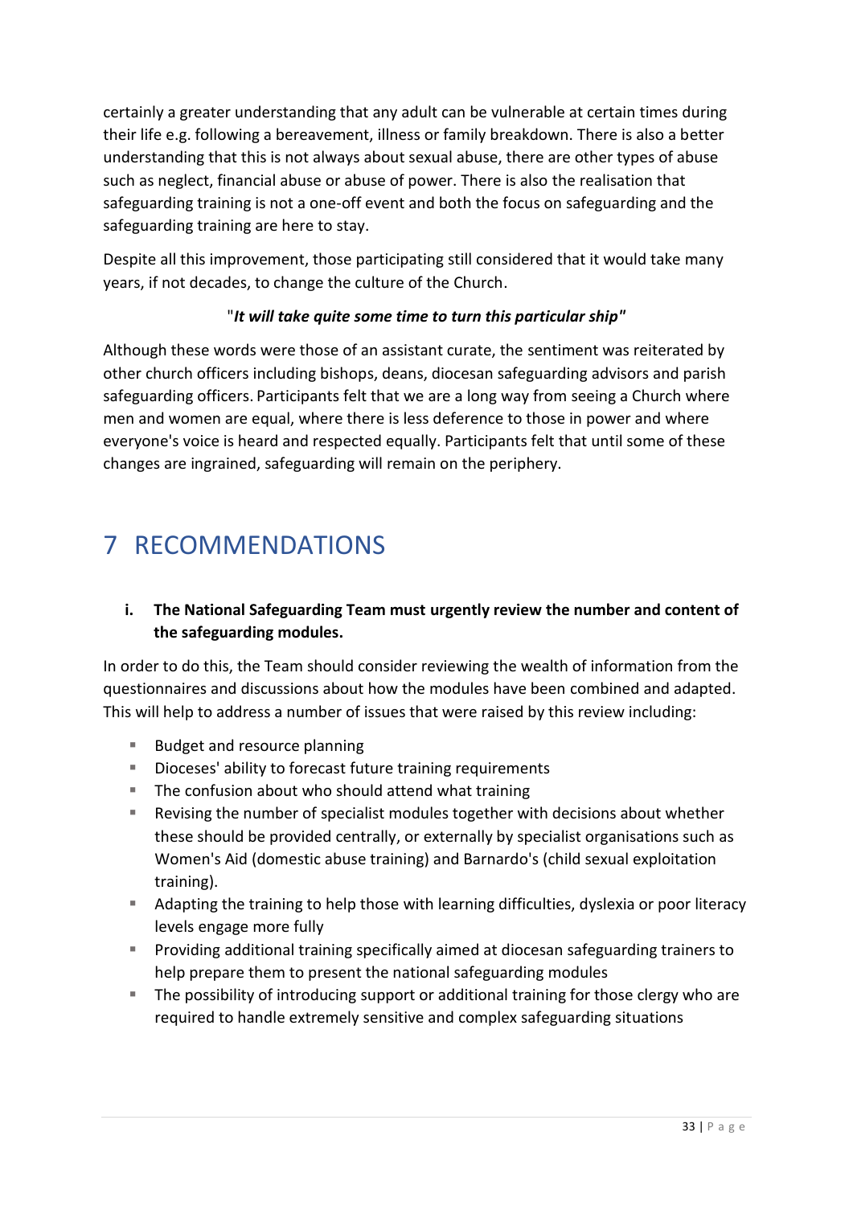certainly a greater understanding that any adult can be vulnerable at certain times during their life e.g. following a bereavement, illness or family breakdown. There is also a better understanding that this is not always about sexual abuse, there are other types of abuse such as neglect, financial abuse or abuse of power. There is also the realisation that safeguarding training is not a one-off event and both the focus on safeguarding and the safeguarding training are here to stay.

Despite all this improvement, those participating still considered that it would take many years, if not decades, to change the culture of the Church.

"***It will take quite some time to turn this particular ship"***

Although these words were those of an assistant curate, the sentiment was reiterated by other church officers including bishops, deans, diocesan safeguarding advisors and parish safeguarding officers. Participants felt that we are a long way from seeing a Church where men and women are equal, where there is less deference to those in power and where everyone's voice is heard and respected equally. Participants felt that until some of these changes are ingrained, safeguarding will remain on the periphery.

# 7 RECOMMENDATIONS

**i. The National Safeguarding Team must urgently review the number and content of the safeguarding modules.**

In order to do this, the Team should consider reviewing the wealth of information from the questionnaires and discussions about how the modules have been combined and adapted. This will help to address a number of issues that were raised by this review including:

- Budget and resource planning
- Dioceses' ability to forecast future training requirements
- The confusion about who should attend what training
- Revising the number of specialist modules together with decisions about whether these should be provided centrally, or externally by specialist organisations such as Women's Aid (domestic abuse training) and Barnardo's (child sexual exploitation training).
- Adapting the training to help those with learning difficulties, dyslexia or poor literacy levels engage more fully
- Providing additional training specifically aimed at diocesan safeguarding trainers to help prepare them to present the national safeguarding modules
- The possibility of introducing support or additional training for those clergy who are required to handle extremely sensitive and complex safeguarding situations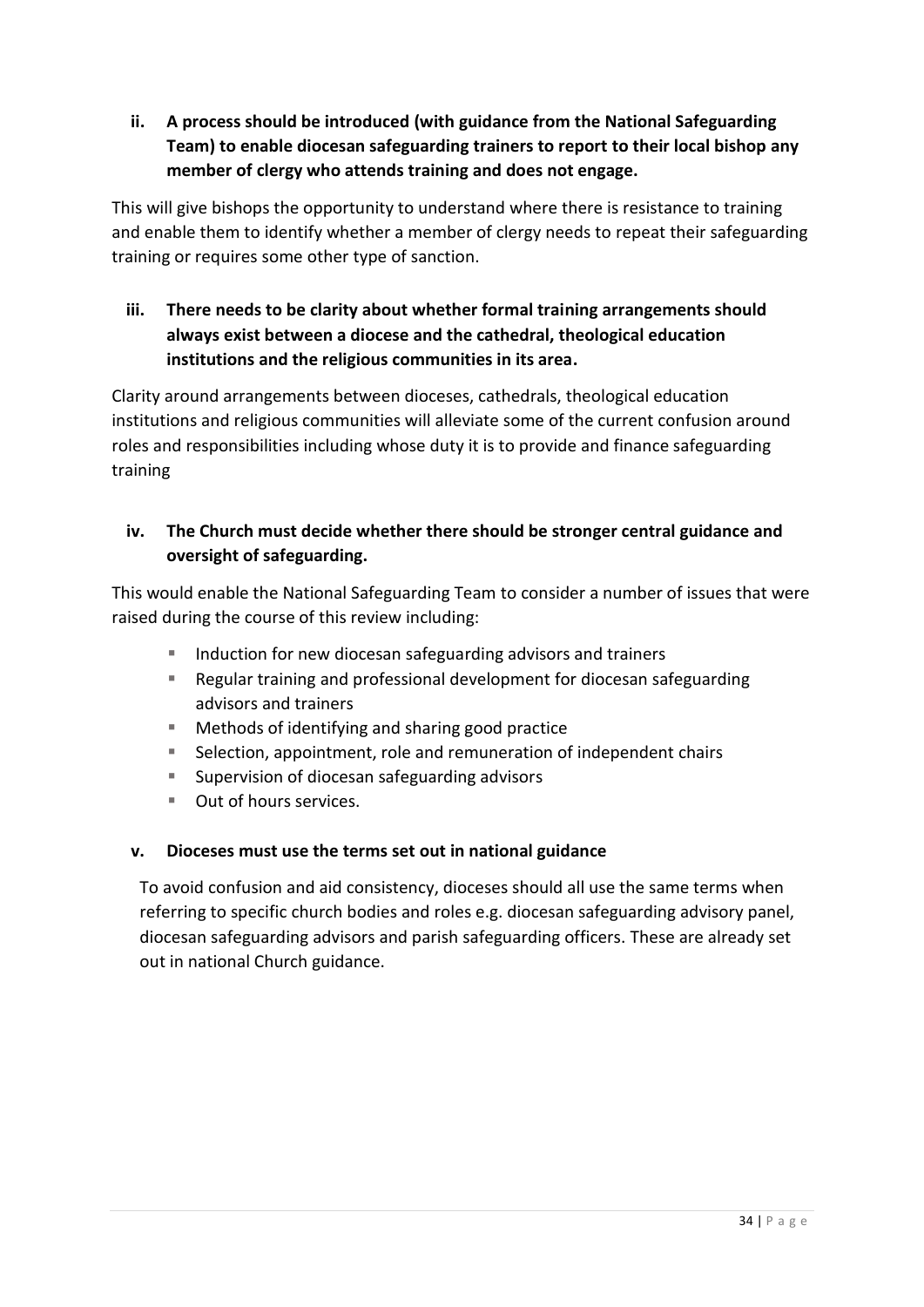**ii. A process should be introduced (with guidance from the National Safeguarding Team) to enable diocesan safeguarding trainers to report to their local bishop any member of clergy who attends training and does not engage.**

This will give bishops the opportunity to understand where there is resistance to training and enable them to identify whether a member of clergy needs to repeat their safeguarding training or requires some other type of sanction.

**iii. There needs to be clarity about whether formal training arrangements should always exist between a diocese and the cathedral, theological education institutions and the religious communities in its area.**

Clarity around arrangements between dioceses, cathedrals, theological education institutions and religious communities will alleviate some of the current confusion around roles and responsibilities including whose duty it is to provide and finance safeguarding training

**iv. The Church must decide whether there should be stronger central guidance and oversight of safeguarding.**

This would enable the National Safeguarding Team to consider a number of issues that were raised during the course of this review including:

- Induction for new diocesan safeguarding advisors and trainers
- Regular training and professional development for diocesan safeguarding advisors and trainers
- Methods of identifying and sharing good practice
- Selection, appointment, role and remuneration of independent chairs
- Supervision of diocesan safeguarding advisors
- Out of hours services.

**v. Dioceses must use the terms set out in national guidance**

To avoid confusion and aid consistency, dioceses should all use the same terms when referring to specific church bodies and roles e.g. diocesan safeguarding advisory panel, diocesan safeguarding advisors and parish safeguarding officers. These are already set out in national Church guidance.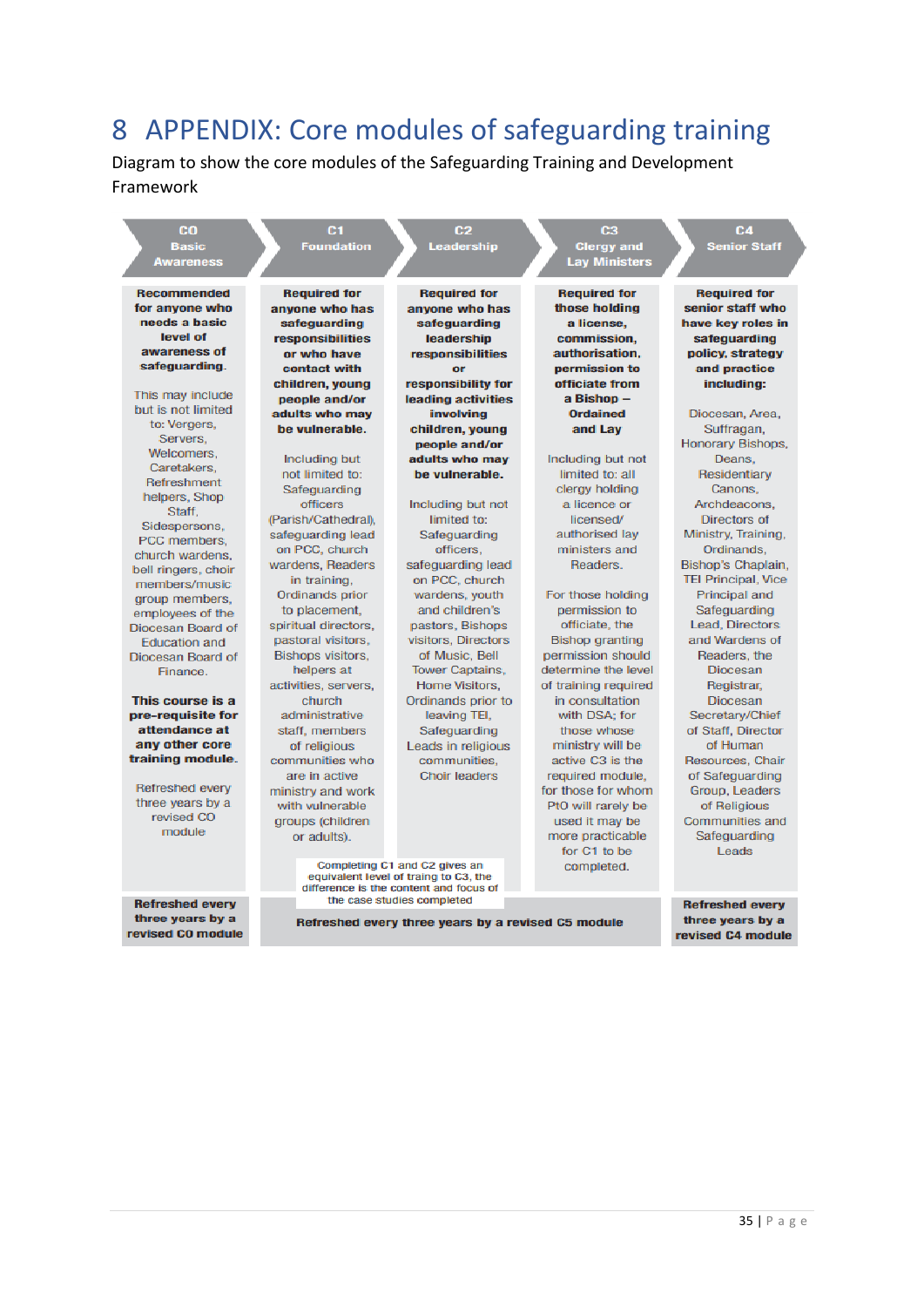# 8 APPENDIX: Core modules of safeguarding training

Diagram to show the core modules of the Safeguarding Training and Development Framework

| C0 Basic Awareness | C1 Foundation | C2 Leadership | C3 Clergy and Lay Ministers | C4 Senior Staff |
|---|---|---|---|---|
| **Recommended for anyone who needs a basic level of awareness of safeguarding.**<br><br>This may include but is not limited to: Vergers, Servers, Welcomers, Caretakers, Refreshment helpers, Shop Staff, Sidespersons, PCC members, church wardens, bell ringers, choir members/music group members, employees of the Diocesan Board of Education and Diocesan Board of Finance.<br><br>**This course is a pre-requisite for attendance at any other core training module.**<br><br>Refreshed every three years by a revised C0 module | **Required for anyone who has safeguarding responsibilities or who have contact with children, young people and/or adults who may be vulnerable.**<br><br>Including but not limited to: Safeguarding officers (Parish/Cathedral), safeguarding lead on PCC, church wardens, Readers in training, Ordinands prior to placement, spiritual directors, pastoral visitors, Bishops visitors, helpers at activities, servers, church administrative staff, members of religious communities who are in active ministry and work with vulnerable groups (children or adults). | **Required for anyone who has safeguarding leadership responsibilities or responsibility for leading activities involving children, young people and/or adults who may be vulnerable.**<br><br>Including but not limited to: Safeguarding officers, safeguarding lead on PCC, church wardens, youth and children's pastors, Bishops visitors, Directors of Music, Bell Tower Captains, Home Visitors, Ordinands prior to leaving TEI, Safeguarding Leads in religious communities, Choir leaders | **Required for those holding a license, commission, authorisation, permission to officiate from a Bishop – Ordained and Lay**<br><br>Including but not limited to: all clergy holding a licence or licensed/ authorised lay ministers and Readers.<br><br>For those holding permission to officiate, the Bishop granting permission should determine the level of training required in consultation with DSA; for those whose ministry will be active C3 is the required module, for those for whom PtO will rarely be used it may be more practicable for C1 to be completed. | **Required for senior staff who have key roles in safeguarding policy, strategy and practice including:**<br><br>Diocesan, Area, Suffragan, Honorary Bishops, Deans, Residentiary Canons, Archdeacons, Directors of Ministry, Training, Ordinands, Bishop's Chaplain, TEI Principal, Vice Principal and Safeguarding Lead, Directors and Wardens of Readers, the Diocesan Registrar, Diocesan Secretary/Chief of Staff, Director of Human Resources, Chair of Safeguarding Group, Leaders of Religious Communities and Safeguarding Leads |
| **Refreshed every three years by a revised C0 module** | Completing C1 and C2 gives an equivalent level of traing to C3, the difference is the content and focus of the case studies completed<br><br>**Refreshed every three years by a revised C5 module** | | | **Refreshed every three years by a revised C4 module** |